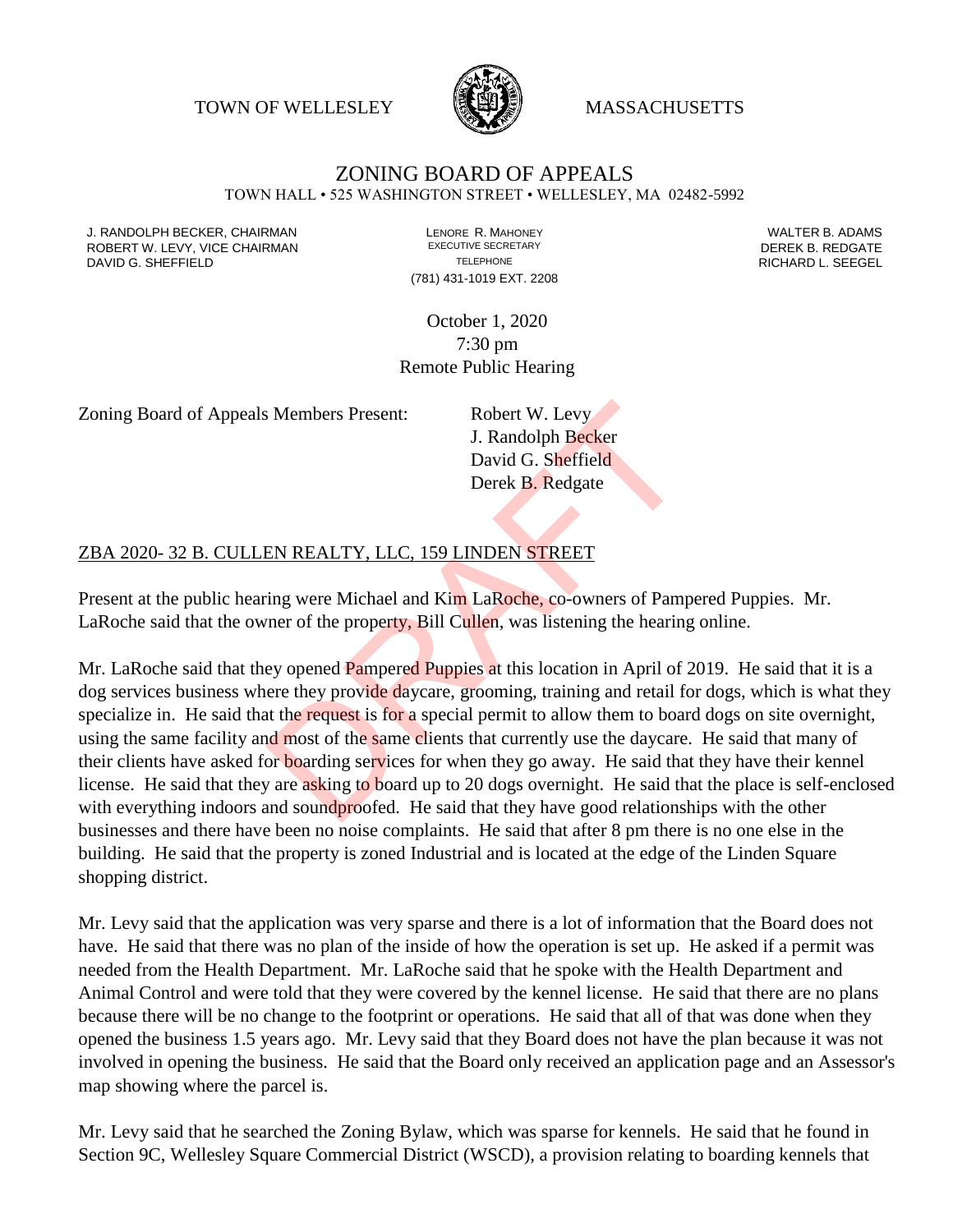TOWN OF WELLESLEY MASSACHUSETTS

# ZONING BOARD OF APPEALS

TOWN HALL • 525 WASHINGTON STREET • WELLESLEY, MA 02482-5992

J. RANDOLPH BECKER, CHAIRMAN
ROBERT W. LEVY, VICE CHAIRMAN
DAVID G. SHEFFIELD

LENORE R. MAHONEY
EXECUTIVE SECRETARY
TELEPHONE
(781) 431-1019 EXT. 2208

WALTER B. ADAMS
DEREK B. REDGATE
RICHARD L. SEEGEL

October 1, 2020
7:30 pm
Remote Public Hearing

Zoning Board of Appeals Members Present: Robert W. Levy
J. Randolph Becker
David G. Sheffield
Derek B. Redgate

## ZBA 2020- 32 B. CULLEN REALTY, LLC, 159 LINDEN STREET

Present at the public hearing were Michael and Kim LaRoche, co-owners of Pampered Puppies. Mr. LaRoche said that the owner of the property, Bill Cullen, was listening the hearing online.

Mr. LaRoche said that they opened Pampered Puppies at this location in April of 2019. He said that it is a dog services business where they provide daycare, grooming, training and retail for dogs, which is what they specialize in. He said that the request is for a special permit to allow them to board dogs on site overnight, using the same facility and most of the same clients that currently use the daycare. He said that many of their clients have asked for boarding services for when they go away. He said that they have their kennel license. He said that they are asking to board up to 20 dogs overnight. He said that the place is self-enclosed with everything indoors and soundproofed. He said that they have good relationships with the other businesses and there have been no noise complaints. He said that after 8 pm there is no one else in the building. He said that the property is zoned Industrial and is located at the edge of the Linden Square shopping district.

Mr. Levy said that the application was very sparse and there is a lot of information that the Board does not have. He said that there was no plan of the inside of how the operation is set up. He asked if a permit was needed from the Health Department. Mr. LaRoche said that he spoke with the Health Department and Animal Control and were told that they were covered by the kennel license. He said that there are no plans because there will be no change to the footprint or operations. He said that all of that was done when they opened the business 1.5 years ago. Mr. Levy said that they Board does not have the plan because it was not involved in opening the business. He said that the Board only received an application page and an Assessor's map showing where the parcel is.

Mr. Levy said that he searched the Zoning Bylaw, which was sparse for kennels. He said that he found in Section 9C, Wellesley Square Commercial District (WSCD), a provision relating to boarding kennels that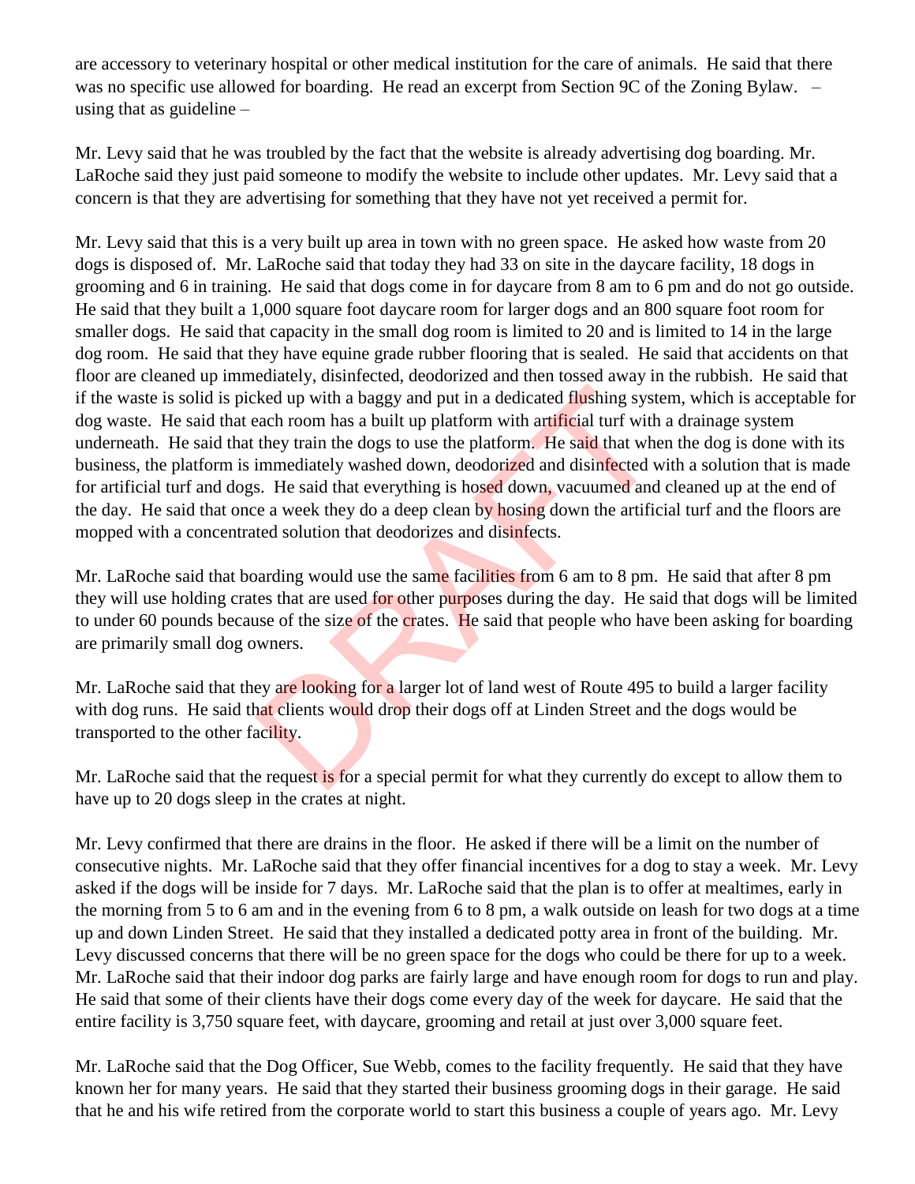are accessory to veterinary hospital or other medical institution for the care of animals. He said that there was no specific use allowed for boarding. He read an excerpt from Section 9C of the Zoning Bylaw. – using that as guideline –

Mr. Levy said that he was troubled by the fact that the website is already advertising dog boarding. Mr. LaRoche said they just paid someone to modify the website to include other updates. Mr. Levy said that a concern is that they are advertising for something that they have not yet received a permit for.

Mr. Levy said that this is a very built up area in town with no green space. He asked how waste from 20 dogs is disposed of. Mr. LaRoche said that today they had 33 on site in the daycare facility, 18 dogs in grooming and 6 in training. He said that dogs come in for daycare from 8 am to 6 pm and do not go outside. He said that they built a 1,000 square foot daycare room for larger dogs and an 800 square foot room for smaller dogs. He said that capacity in the small dog room is limited to 20 and is limited to 14 in the large dog room. He said that they have equine grade rubber flooring that is sealed. He said that accidents on that floor are cleaned up immediately, disinfected, deodorized and then tossed away in the rubbish. He said that if the waste is solid is picked up with a baggy and put in a dedicated flushing system, which is acceptable for dog waste. He said that each room has a built up platform with artificial turf with a drainage system underneath. He said that they train the dogs to use the platform. He said that when the dog is done with its business, the platform is immediately washed down, deodorized and disinfected with a solution that is made for artificial turf and dogs. He said that everything is hosed down, vacuumed and cleaned up at the end of the day. He said that once a week they do a deep clean by hosing down the artificial turf and the floors are mopped with a concentrated solution that deodorizes and disinfects.

Mr. LaRoche said that boarding would use the same facilities from 6 am to 8 pm. He said that after 8 pm they will use holding crates that are used for other purposes during the day. He said that dogs will be limited to under 60 pounds because of the size of the crates. He said that people who have been asking for boarding are primarily small dog owners.

Mr. LaRoche said that they are looking for a larger lot of land west of Route 495 to build a larger facility with dog runs. He said that clients would drop their dogs off at Linden Street and the dogs would be transported to the other facility.

Mr. LaRoche said that the request is for a special permit for what they currently do except to allow them to have up to 20 dogs sleep in the crates at night.

Mr. Levy confirmed that there are drains in the floor. He asked if there will be a limit on the number of consecutive nights. Mr. LaRoche said that they offer financial incentives for a dog to stay a week. Mr. Levy asked if the dogs will be inside for 7 days. Mr. LaRoche said that the plan is to offer at mealtimes, early in the morning from 5 to 6 am and in the evening from 6 to 8 pm, a walk outside on leash for two dogs at a time up and down Linden Street. He said that they installed a dedicated potty area in front of the building. Mr. Levy discussed concerns that there will be no green space for the dogs who could be there for up to a week. Mr. LaRoche said that their indoor dog parks are fairly large and have enough room for dogs to run and play. He said that some of their clients have their dogs come every day of the week for daycare. He said that the entire facility is 3,750 square feet, with daycare, grooming and retail at just over 3,000 square feet.

Mr. LaRoche said that the Dog Officer, Sue Webb, comes to the facility frequently. He said that they have known her for many years. He said that they started their business grooming dogs in their garage. He said that he and his wife retired from the corporate world to start this business a couple of years ago. Mr. Levy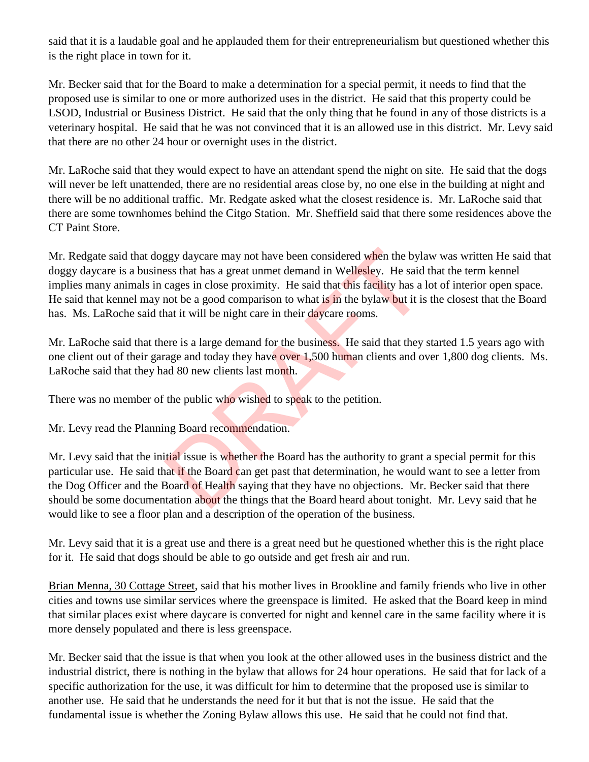said that it is a laudable goal and he applauded them for their entrepreneurialism but questioned whether this is the right place in town for it.

Mr. Becker said that for the Board to make a determination for a special permit, it needs to find that the proposed use is similar to one or more authorized uses in the district. He said that this property could be LSOD, Industrial or Business District. He said that the only thing that he found in any of those districts is a veterinary hospital. He said that he was not convinced that it is an allowed use in this district. Mr. Levy said that there are no other 24 hour or overnight uses in the district.

Mr. LaRoche said that they would expect to have an attendant spend the night on site. He said that the dogs will never be left unattended, there are no residential areas close by, no one else in the building at night and there will be no additional traffic. Mr. Redgate asked what the closest residence is. Mr. LaRoche said that there are some townhomes behind the Citgo Station. Mr. Sheffield said that there some residences above the CT Paint Store.

Mr. Redgate said that doggy daycare may not have been considered when the bylaw was written He said that doggy daycare is a business that has a great unmet demand in Wellesley. He said that the term kennel implies many animals in cages in close proximity. He said that this facility has a lot of interior open space. He said that kennel may not be a good comparison to what is in the bylaw but it is the closest that the Board has. Ms. LaRoche said that it will be night care in their daycare rooms.

Mr. LaRoche said that there is a large demand for the business. He said that they started 1.5 years ago with one client out of their garage and today they have over 1,500 human clients and over 1,800 dog clients. Ms. LaRoche said that they had 80 new clients last month.

There was no member of the public who wished to speak to the petition.

Mr. Levy read the Planning Board recommendation.

Mr. Levy said that the initial issue is whether the Board has the authority to grant a special permit for this particular use. He said that if the Board can get past that determination, he would want to see a letter from the Dog Officer and the Board of Health saying that they have no objections. Mr. Becker said that there should be some documentation about the things that the Board heard about tonight. Mr. Levy said that he would like to see a floor plan and a description of the operation of the business.

Mr. Levy said that it is a great use and there is a great need but he questioned whether this is the right place for it. He said that dogs should be able to go outside and get fresh air and run.

Brian Menna, 30 Cottage Street, said that his mother lives in Brookline and family friends who live in other cities and towns use similar services where the greenspace is limited. He asked that the Board keep in mind that similar places exist where daycare is converted for night and kennel care in the same facility where it is more densely populated and there is less greenspace.

Mr. Becker said that the issue is that when you look at the other allowed uses in the business district and the industrial district, there is nothing in the bylaw that allows for 24 hour operations. He said that for lack of a specific authorization for the use, it was difficult for him to determine that the proposed use is similar to another use. He said that he understands the need for it but that is not the issue. He said that the fundamental issue is whether the Zoning Bylaw allows this use. He said that he could not find that.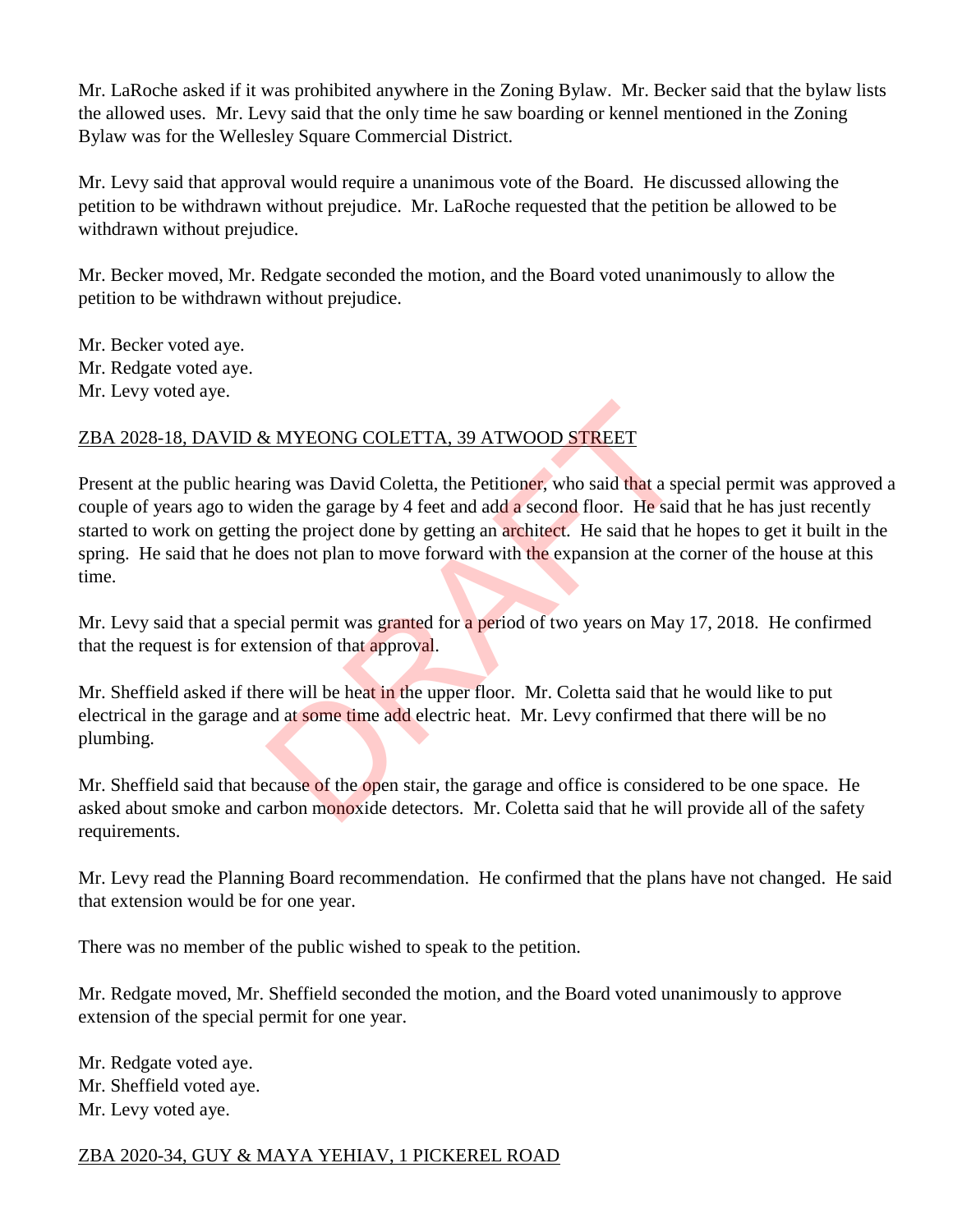Mr. LaRoche asked if it was prohibited anywhere in the Zoning Bylaw. Mr. Becker said that the bylaw lists the allowed uses. Mr. Levy said that the only time he saw boarding or kennel mentioned in the Zoning Bylaw was for the Wellesley Square Commercial District.

Mr. Levy said that approval would require a unanimous vote of the Board. He discussed allowing the petition to be withdrawn without prejudice. Mr. LaRoche requested that the petition be allowed to be withdrawn without prejudice.

Mr. Becker moved, Mr. Redgate seconded the motion, and the Board voted unanimously to allow the petition to be withdrawn without prejudice.

Mr. Becker voted aye.
Mr. Redgate voted aye.
Mr. Levy voted aye.

ZBA 2028-18, DAVID & MYEONG COLETTA, 39 ATWOOD STREET

Present at the public hearing was David Coletta, the Petitioner, who said that a special permit was approved a couple of years ago to widen the garage by 4 feet and add a second floor. He said that he has just recently started to work on getting the project done by getting an architect. He said that he hopes to get it built in the spring. He said that he does not plan to move forward with the expansion at the corner of the house at this time.

Mr. Levy said that a special permit was granted for a period of two years on May 17, 2018. He confirmed that the request is for extension of that approval.

Mr. Sheffield asked if there will be heat in the upper floor. Mr. Coletta said that he would like to put electrical in the garage and at some time add electric heat. Mr. Levy confirmed that there will be no plumbing.

Mr. Sheffield said that because of the open stair, the garage and office is considered to be one space. He asked about smoke and carbon monoxide detectors. Mr. Coletta said that he will provide all of the safety requirements.

Mr. Levy read the Planning Board recommendation. He confirmed that the plans have not changed. He said that extension would be for one year.

There was no member of the public wished to speak to the petition.

Mr. Redgate moved, Mr. Sheffield seconded the motion, and the Board voted unanimously to approve extension of the special permit for one year.

Mr. Redgate voted aye.
Mr. Sheffield voted aye.
Mr. Levy voted aye.

ZBA 2020-34, GUY & MAYA YEHIAV, 1 PICKEREL ROAD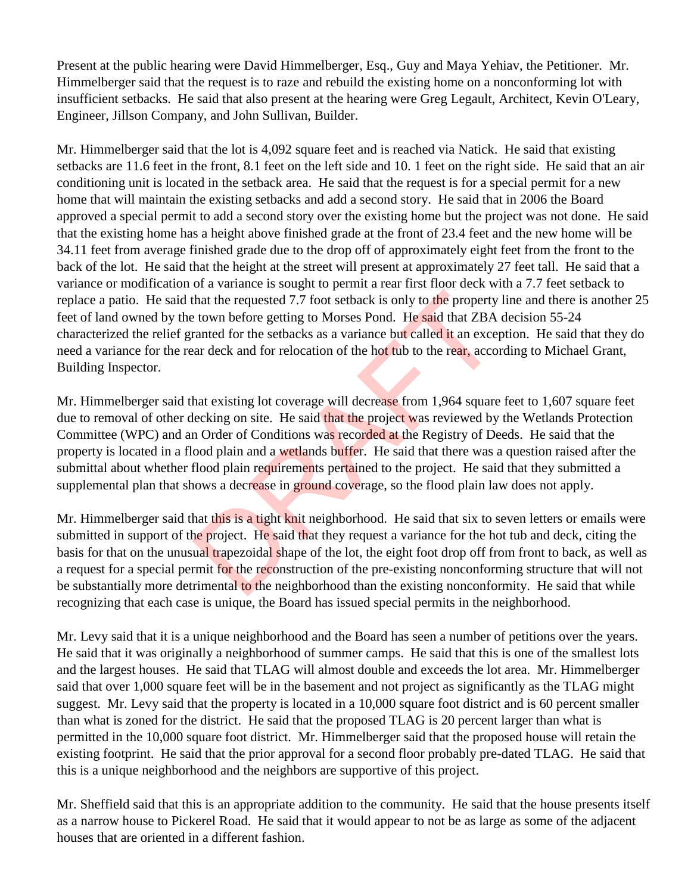Present at the public hearing were David Himmelberger, Esq., Guy and Maya Yehiav, the Petitioner. Mr. Himmelberger said that the request is to raze and rebuild the existing home on a nonconforming lot with insufficient setbacks. He said that also present at the hearing were Greg Legault, Architect, Kevin O'Leary, Engineer, Jillson Company, and John Sullivan, Builder.

Mr. Himmelberger said that the lot is 4,092 square feet and is reached via Natick. He said that existing setbacks are 11.6 feet in the front, 8.1 feet on the left side and 10. 1 feet on the right side. He said that an air conditioning unit is located in the setback area. He said that the request is for a special permit for a new home that will maintain the existing setbacks and add a second story. He said that in 2006 the Board approved a special permit to add a second story over the existing home but the project was not done. He said that the existing home has a height above finished grade at the front of 23.4 feet and the new home will be 34.11 feet from average finished grade due to the drop off of approximately eight feet from the front to the back of the lot. He said that the height at the street will present at approximately 27 feet tall. He said that a variance or modification of a variance is sought to permit a rear first floor deck with a 7.7 feet setback to replace a patio. He said that the requested 7.7 foot setback is only to the property line and there is another 25 feet of land owned by the town before getting to Morses Pond. He said that ZBA decision 55-24 characterized the relief granted for the setbacks as a variance but called it an exception. He said that they do need a variance for the rear deck and for relocation of the hot tub to the rear, according to Michael Grant, Building Inspector.

Mr. Himmelberger said that existing lot coverage will decrease from 1,964 square feet to 1,607 square feet due to removal of other decking on site. He said that the project was reviewed by the Wetlands Protection Committee (WPC) and an Order of Conditions was recorded at the Registry of Deeds. He said that the property is located in a flood plain and a wetlands buffer. He said that there was a question raised after the submittal about whether flood plain requirements pertained to the project. He said that they submitted a supplemental plan that shows a decrease in ground coverage, so the flood plain law does not apply.

Mr. Himmelberger said that this is a tight knit neighborhood. He said that six to seven letters or emails were submitted in support of the project. He said that they request a variance for the hot tub and deck, citing the basis for that on the unusual trapezoidal shape of the lot, the eight foot drop off from front to back, as well as a request for a special permit for the reconstruction of the pre-existing nonconforming structure that will not be substantially more detrimental to the neighborhood than the existing nonconformity. He said that while recognizing that each case is unique, the Board has issued special permits in the neighborhood.

Mr. Levy said that it is a unique neighborhood and the Board has seen a number of petitions over the years. He said that it was originally a neighborhood of summer camps. He said that this is one of the smallest lots and the largest houses. He said that TLAG will almost double and exceeds the lot area. Mr. Himmelberger said that over 1,000 square feet will be in the basement and not project as significantly as the TLAG might suggest. Mr. Levy said that the property is located in a 10,000 square foot district and is 60 percent smaller than what is zoned for the district. He said that the proposed TLAG is 20 percent larger than what is permitted in the 10,000 square foot district. Mr. Himmelberger said that the proposed house will retain the existing footprint. He said that the prior approval for a second floor probably pre-dated TLAG. He said that this is a unique neighborhood and the neighbors are supportive of this project.

Mr. Sheffield said that this is an appropriate addition to the community. He said that the house presents itself as a narrow house to Pickerel Road. He said that it would appear to not be as large as some of the adjacent houses that are oriented in a different fashion.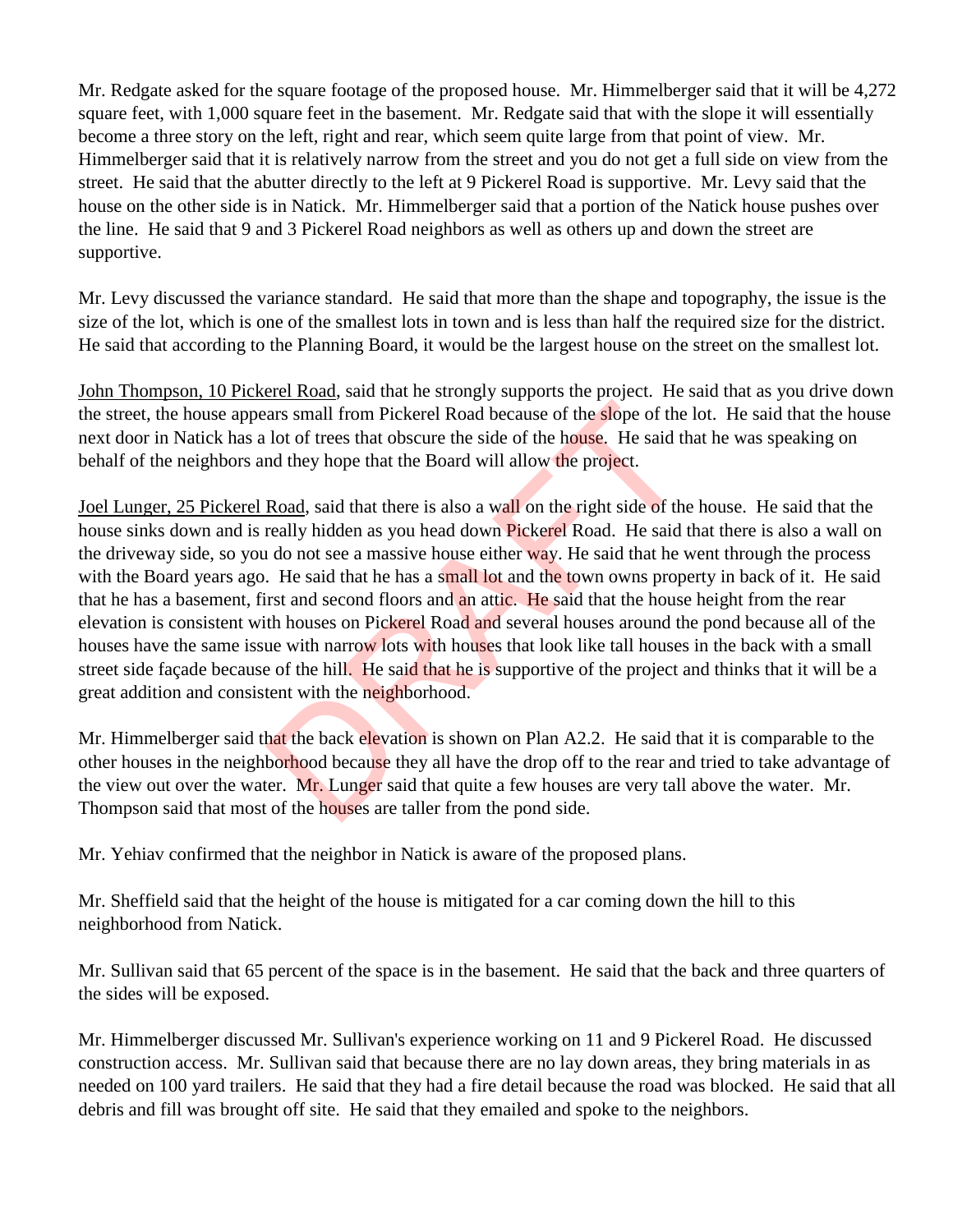Mr. Redgate asked for the square footage of the proposed house. Mr. Himmelberger said that it will be 4,272 square feet, with 1,000 square feet in the basement. Mr. Redgate said that with the slope it will essentially become a three story on the left, right and rear, which seem quite large from that point of view. Mr. Himmelberger said that it is relatively narrow from the street and you do not get a full side on view from the street. He said that the abutter directly to the left at 9 Pickerel Road is supportive. Mr. Levy said that the house on the other side is in Natick. Mr. Himmelberger said that a portion of the Natick house pushes over the line. He said that 9 and 3 Pickerel Road neighbors as well as others up and down the street are supportive.

Mr. Levy discussed the variance standard. He said that more than the shape and topography, the issue is the size of the lot, which is one of the smallest lots in town and is less than half the required size for the district. He said that according to the Planning Board, it would be the largest house on the street on the smallest lot.

John Thompson, 10 Pickerel Road, said that he strongly supports the project. He said that as you drive down the street, the house appears small from Pickerel Road because of the slope of the lot. He said that the house next door in Natick has a lot of trees that obscure the side of the house. He said that he was speaking on behalf of the neighbors and they hope that the Board will allow the project.

Joel Lunger, 25 Pickerel Road, said that there is also a wall on the right side of the house. He said that the house sinks down and is really hidden as you head down Pickerel Road. He said that there is also a wall on the driveway side, so you do not see a massive house either way. He said that he went through the process with the Board years ago. He said that he has a small lot and the town owns property in back of it. He said that he has a basement, first and second floors and an attic. He said that the house height from the rear elevation is consistent with houses on Pickerel Road and several houses around the pond because all of the houses have the same issue with narrow lots with houses that look like tall houses in the back with a small street side façade because of the hill. He said that he is supportive of the project and thinks that it will be a great addition and consistent with the neighborhood.

Mr. Himmelberger said that the back elevation is shown on Plan A2.2. He said that it is comparable to the other houses in the neighborhood because they all have the drop off to the rear and tried to take advantage of the view out over the water. Mr. Lunger said that quite a few houses are very tall above the water. Mr. Thompson said that most of the houses are taller from the pond side.

Mr. Yehiav confirmed that the neighbor in Natick is aware of the proposed plans.

Mr. Sheffield said that the height of the house is mitigated for a car coming down the hill to this neighborhood from Natick.

Mr. Sullivan said that 65 percent of the space is in the basement. He said that the back and three quarters of the sides will be exposed.

Mr. Himmelberger discussed Mr. Sullivan's experience working on 11 and 9 Pickerel Road. He discussed construction access. Mr. Sullivan said that because there are no lay down areas, they bring materials in as needed on 100 yard trailers. He said that they had a fire detail because the road was blocked. He said that all debris and fill was brought off site. He said that they emailed and spoke to the neighbors.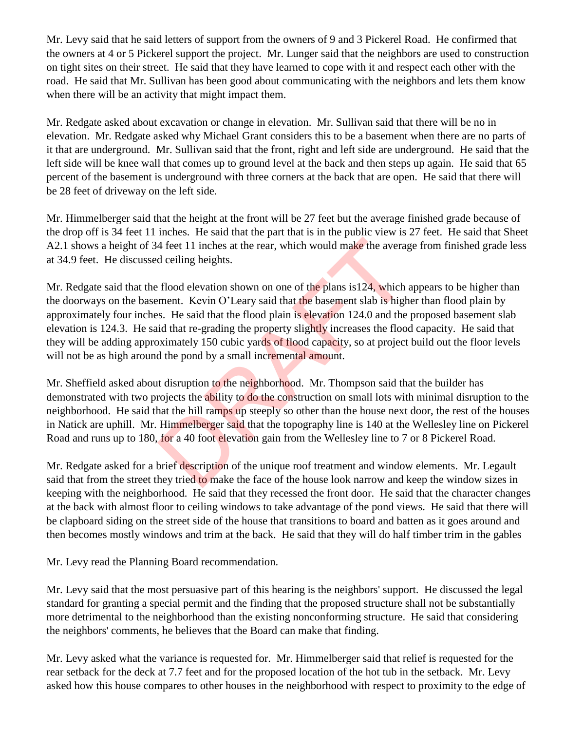Mr. Levy said that he said letters of support from the owners of 9 and 3 Pickerel Road. He confirmed that the owners at 4 or 5 Pickerel support the project. Mr. Lunger said that the neighbors are used to construction on tight sites on their street. He said that they have learned to cope with it and respect each other with the road. He said that Mr. Sullivan has been good about communicating with the neighbors and lets them know when there will be an activity that might impact them.

Mr. Redgate asked about excavation or change in elevation. Mr. Sullivan said that there will be no in elevation. Mr. Redgate asked why Michael Grant considers this to be a basement when there are no parts of it that are underground. Mr. Sullivan said that the front, right and left side are underground. He said that the left side will be knee wall that comes up to ground level at the back and then steps up again. He said that 65 percent of the basement is underground with three corners at the back that are open. He said that there will be 28 feet of driveway on the left side.

Mr. Himmelberger said that the height at the front will be 27 feet but the average finished grade because of the drop off is 34 feet 11 inches. He said that the part that is in the public view is 27 feet. He said that Sheet A2.1 shows a height of 34 feet 11 inches at the rear, which would make the average from finished grade less at 34.9 feet. He discussed ceiling heights.

Mr. Redgate said that the flood elevation shown on one of the plans is124, which appears to be higher than the doorways on the basement. Kevin O'Leary said that the basement slab is higher than flood plain by approximately four inches. He said that the flood plain is elevation 124.0 and the proposed basement slab elevation is 124.3. He said that re-grading the property slightly increases the flood capacity. He said that they will be adding approximately 150 cubic yards of flood capacity, so at project build out the floor levels will not be as high around the pond by a small incremental amount.

Mr. Sheffield asked about disruption to the neighborhood. Mr. Thompson said that the builder has demonstrated with two projects the ability to do the construction on small lots with minimal disruption to the neighborhood. He said that the hill ramps up steeply so other than the house next door, the rest of the houses in Natick are uphill. Mr. Himmelberger said that the topography line is 140 at the Wellesley line on Pickerel Road and runs up to 180, for a 40 foot elevation gain from the Wellesley line to 7 or 8 Pickerel Road.

Mr. Redgate asked for a brief description of the unique roof treatment and window elements. Mr. Legault said that from the street they tried to make the face of the house look narrow and keep the window sizes in keeping with the neighborhood. He said that they recessed the front door. He said that the character changes at the back with almost floor to ceiling windows to take advantage of the pond views. He said that there will be clapboard siding on the street side of the house that transitions to board and batten as it goes around and then becomes mostly windows and trim at the back. He said that they will do half timber trim in the gables

Mr. Levy read the Planning Board recommendation.

Mr. Levy said that the most persuasive part of this hearing is the neighbors' support. He discussed the legal standard for granting a special permit and the finding that the proposed structure shall not be substantially more detrimental to the neighborhood than the existing nonconforming structure. He said that considering the neighbors' comments, he believes that the Board can make that finding.

Mr. Levy asked what the variance is requested for. Mr. Himmelberger said that relief is requested for the rear setback for the deck at 7.7 feet and for the proposed location of the hot tub in the setback. Mr. Levy asked how this house compares to other houses in the neighborhood with respect to proximity to the edge of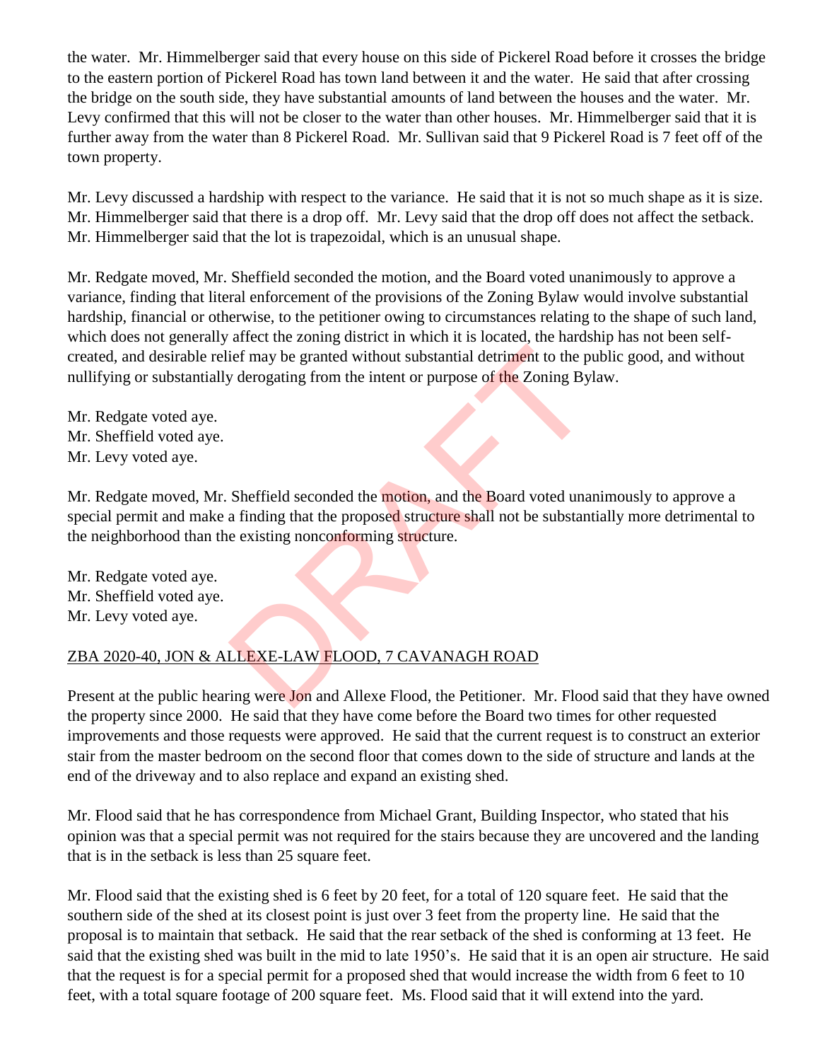the water. Mr. Himmelberger said that every house on this side of Pickerel Road before it crosses the bridge to the eastern portion of Pickerel Road has town land between it and the water. He said that after crossing the bridge on the south side, they have substantial amounts of land between the houses and the water. Mr. Levy confirmed that this will not be closer to the water than other houses. Mr. Himmelberger said that it is further away from the water than 8 Pickerel Road. Mr. Sullivan said that 9 Pickerel Road is 7 feet off of the town property.

Mr. Levy discussed a hardship with respect to the variance. He said that it is not so much shape as it is size. Mr. Himmelberger said that there is a drop off. Mr. Levy said that the drop off does not affect the setback. Mr. Himmelberger said that the lot is trapezoidal, which is an unusual shape.

Mr. Redgate moved, Mr. Sheffield seconded the motion, and the Board voted unanimously to approve a variance, finding that literal enforcement of the provisions of the Zoning Bylaw would involve substantial hardship, financial or otherwise, to the petitioner owing to circumstances relating to the shape of such land, which does not generally affect the zoning district in which it is located, the hardship has not been self-created, and desirable relief may be granted without substantial detriment to the public good, and without nullifying or substantially derogating from the intent or purpose of the Zoning Bylaw.

Mr. Redgate voted aye.
Mr. Sheffield voted aye.
Mr. Levy voted aye.

Mr. Redgate moved, Mr. Sheffield seconded the motion, and the Board voted unanimously to approve a special permit and make a finding that the proposed structure shall not be substantially more detrimental to the neighborhood than the existing nonconforming structure.

Mr. Redgate voted aye.
Mr. Sheffield voted aye.
Mr. Levy voted aye.

ZBA 2020-40, JON & ALLEXE-LAW FLOOD, 7 CAVANAGH ROAD

Present at the public hearing were Jon and Allexe Flood, the Petitioner. Mr. Flood said that they have owned the property since 2000. He said that they have come before the Board two times for other requested improvements and those requests were approved. He said that the current request is to construct an exterior stair from the master bedroom on the second floor that comes down to the side of structure and lands at the end of the driveway and to also replace and expand an existing shed.

Mr. Flood said that he has correspondence from Michael Grant, Building Inspector, who stated that his opinion was that a special permit was not required for the stairs because they are uncovered and the landing that is in the setback is less than 25 square feet.

Mr. Flood said that the existing shed is 6 feet by 20 feet, for a total of 120 square feet. He said that the southern side of the shed at its closest point is just over 3 feet from the property line. He said that the proposal is to maintain that setback. He said that the rear setback of the shed is conforming at 13 feet. He said that the existing shed was built in the mid to late 1950's. He said that it is an open air structure. He said that the request is for a special permit for a proposed shed that would increase the width from 6 feet to 10 feet, with a total square footage of 200 square feet. Ms. Flood said that it will extend into the yard.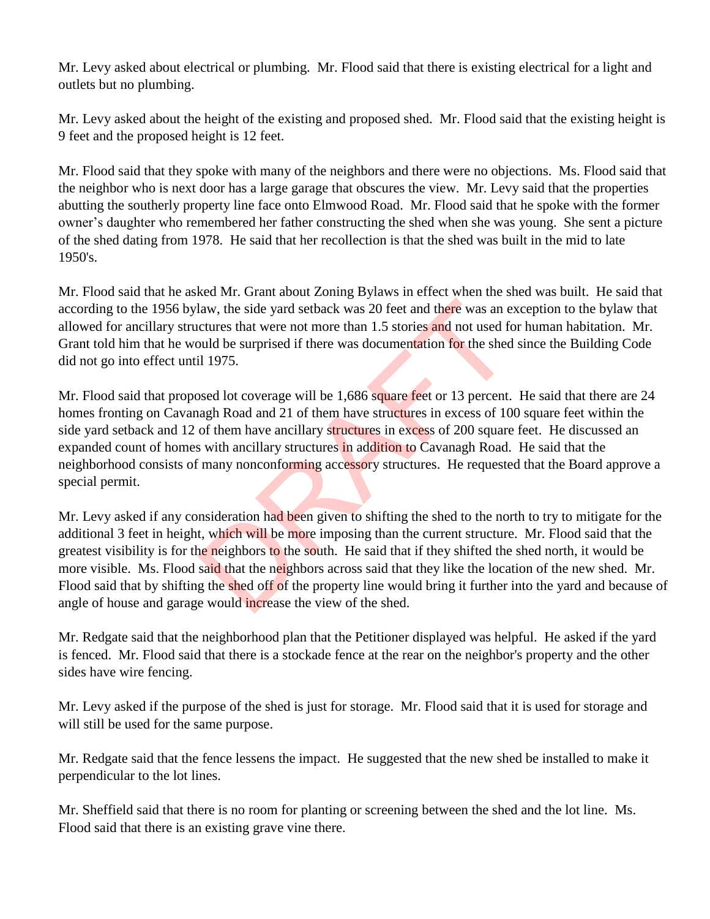Mr. Levy asked about electrical or plumbing. Mr. Flood said that there is existing electrical for a light and outlets but no plumbing.

Mr. Levy asked about the height of the existing and proposed shed. Mr. Flood said that the existing height is 9 feet and the proposed height is 12 feet.

Mr. Flood said that they spoke with many of the neighbors and there were no objections. Ms. Flood said that the neighbor who is next door has a large garage that obscures the view. Mr. Levy said that the properties abutting the southerly property line face onto Elmwood Road. Mr. Flood said that he spoke with the former owner's daughter who remembered her father constructing the shed when she was young. She sent a picture of the shed dating from 1978. He said that her recollection is that the shed was built in the mid to late 1950's.

Mr. Flood said that he asked Mr. Grant about Zoning Bylaws in effect when the shed was built. He said that according to the 1956 bylaw, the side yard setback was 20 feet and there was an exception to the bylaw that allowed for ancillary structures that were not more than 1.5 stories and not used for human habitation. Mr. Grant told him that he would be surprised if there was documentation for the shed since the Building Code did not go into effect until 1975.

Mr. Flood said that proposed lot coverage will be 1,686 square feet or 13 percent. He said that there are 24 homes fronting on Cavanagh Road and 21 of them have structures in excess of 100 square feet within the side yard setback and 12 of them have ancillary structures in excess of 200 square feet. He discussed an expanded count of homes with ancillary structures in addition to Cavanagh Road. He said that the neighborhood consists of many nonconforming accessory structures. He requested that the Board approve a special permit.

Mr. Levy asked if any consideration had been given to shifting the shed to the north to try to mitigate for the additional 3 feet in height, which will be more imposing than the current structure. Mr. Flood said that the greatest visibility is for the neighbors to the south. He said that if they shifted the shed north, it would be more visible. Ms. Flood said that the neighbors across said that they like the location of the new shed. Mr. Flood said that by shifting the shed off of the property line would bring it further into the yard and because of angle of house and garage would increase the view of the shed.

Mr. Redgate said that the neighborhood plan that the Petitioner displayed was helpful. He asked if the yard is fenced. Mr. Flood said that there is a stockade fence at the rear on the neighbor's property and the other sides have wire fencing.

Mr. Levy asked if the purpose of the shed is just for storage. Mr. Flood said that it is used for storage and will still be used for the same purpose.

Mr. Redgate said that the fence lessens the impact. He suggested that the new shed be installed to make it perpendicular to the lot lines.

Mr. Sheffield said that there is no room for planting or screening between the shed and the lot line. Ms. Flood said that there is an existing grave vine there.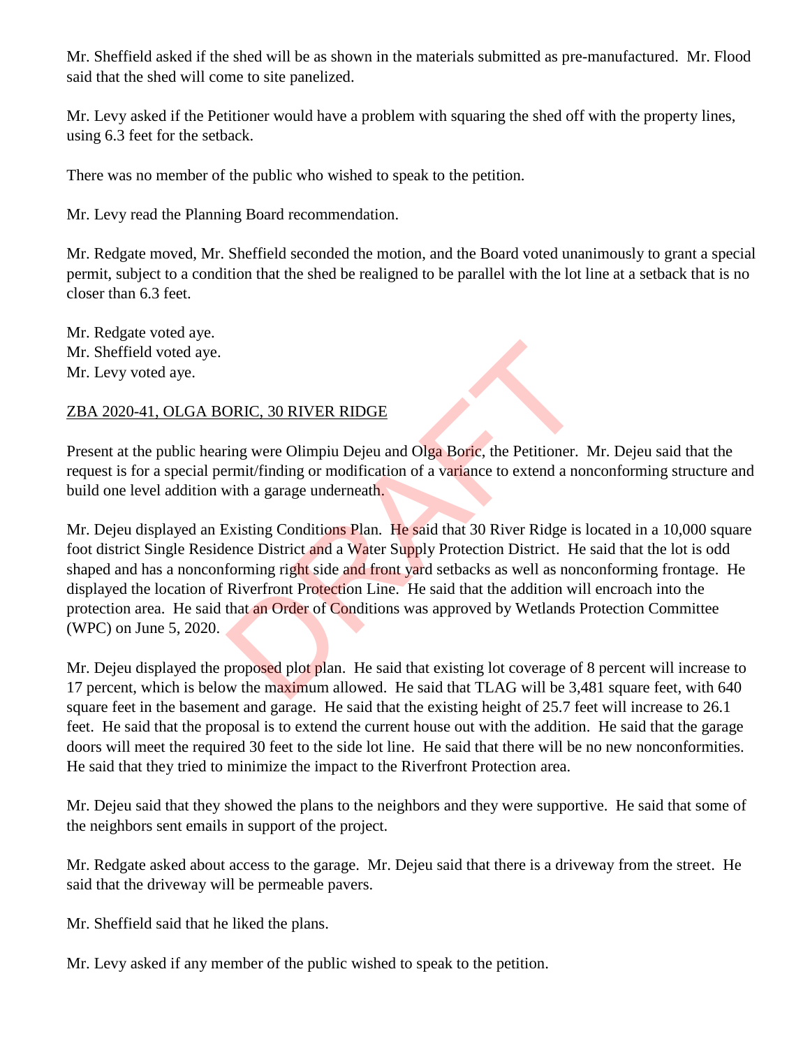Mr. Sheffield asked if the shed will be as shown in the materials submitted as pre-manufactured. Mr. Flood said that the shed will come to site panelized.

Mr. Levy asked if the Petitioner would have a problem with squaring the shed off with the property lines, using 6.3 feet for the setback.

There was no member of the public who wished to speak to the petition.

Mr. Levy read the Planning Board recommendation.

Mr. Redgate moved, Mr. Sheffield seconded the motion, and the Board voted unanimously to grant a special permit, subject to a condition that the shed be realigned to be parallel with the lot line at a setback that is no closer than 6.3 feet.

Mr. Redgate voted aye.
Mr. Sheffield voted aye.
Mr. Levy voted aye.

ZBA 2020-41, OLGA BORIC, 30 RIVER RIDGE

Present at the public hearing were Olimpiu Dejeu and Olga Boric, the Petitioner. Mr. Dejeu said that the request is for a special permit/finding or modification of a variance to extend a nonconforming structure and build one level addition with a garage underneath.

Mr. Dejeu displayed an Existing Conditions Plan. He said that 30 River Ridge is located in a 10,000 square foot district Single Residence District and a Water Supply Protection District. He said that the lot is odd shaped and has a nonconforming right side and front yard setbacks as well as nonconforming frontage. He displayed the location of Riverfront Protection Line. He said that the addition will encroach into the protection area. He said that an Order of Conditions was approved by Wetlands Protection Committee (WPC) on June 5, 2020.

Mr. Dejeu displayed the proposed plot plan. He said that existing lot coverage of 8 percent will increase to 17 percent, which is below the maximum allowed. He said that TLAG will be 3,481 square feet, with 640 square feet in the basement and garage. He said that the existing height of 25.7 feet will increase to 26.1 feet. He said that the proposal is to extend the current house out with the addition. He said that the garage doors will meet the required 30 feet to the side lot line. He said that there will be no new nonconformities. He said that they tried to minimize the impact to the Riverfront Protection area.

Mr. Dejeu said that they showed the plans to the neighbors and they were supportive. He said that some of the neighbors sent emails in support of the project.

Mr. Redgate asked about access to the garage. Mr. Dejeu said that there is a driveway from the street. He said that the driveway will be permeable pavers.

Mr. Sheffield said that he liked the plans.

Mr. Levy asked if any member of the public wished to speak to the petition.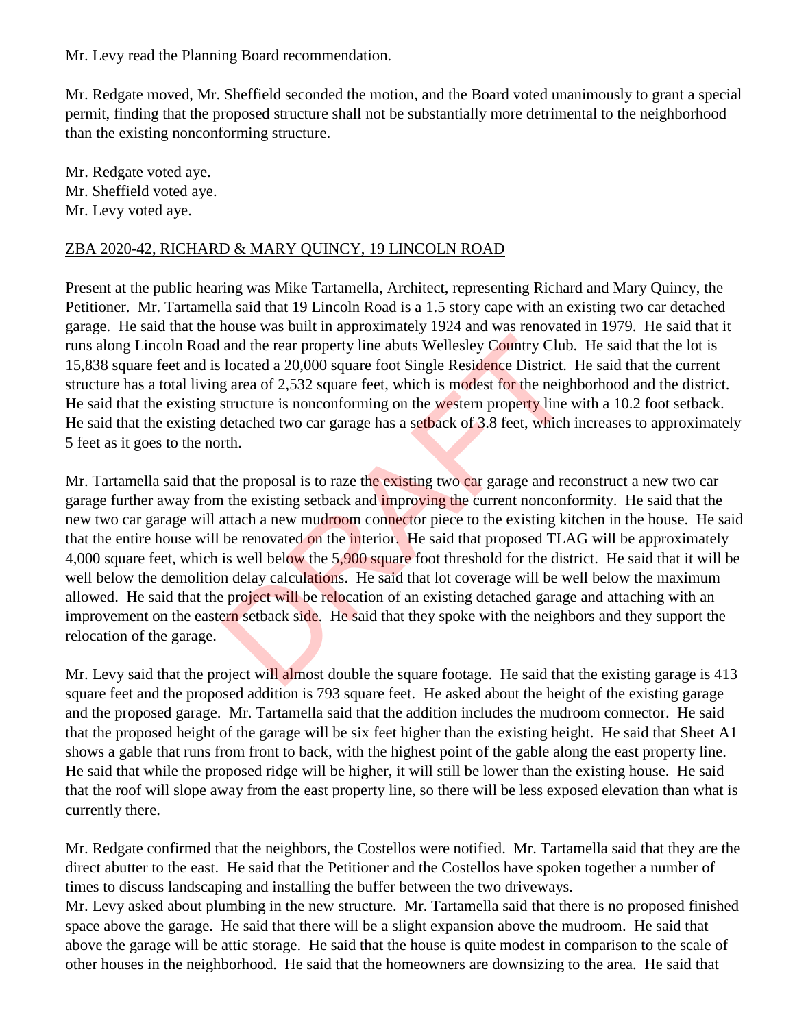Mr. Levy read the Planning Board recommendation.

Mr. Redgate moved, Mr. Sheffield seconded the motion, and the Board voted unanimously to grant a special permit, finding that the proposed structure shall not be substantially more detrimental to the neighborhood than the existing nonconforming structure.

Mr. Redgate voted aye.
Mr. Sheffield voted aye.
Mr. Levy voted aye.

ZBA 2020-42, RICHARD & MARY QUINCY, 19 LINCOLN ROAD

Present at the public hearing was Mike Tartamella, Architect, representing Richard and Mary Quincy, the Petitioner. Mr. Tartamella said that 19 Lincoln Road is a 1.5 story cape with an existing two car detached garage. He said that the house was built in approximately 1924 and was renovated in 1979. He said that it runs along Lincoln Road and the rear property line abuts Wellesley Country Club. He said that the lot is 15,838 square feet and is located a 20,000 square foot Single Residence District. He said that the current structure has a total living area of 2,532 square feet, which is modest for the neighborhood and the district. He said that the existing structure is nonconforming on the western property line with a 10.2 foot setback. He said that the existing detached two car garage has a setback of 3.8 feet, which increases to approximately 5 feet as it goes to the north.

Mr. Tartamella said that the proposal is to raze the existing two car garage and reconstruct a new two car garage further away from the existing setback and improving the current nonconformity. He said that the new two car garage will attach a new mudroom connector piece to the existing kitchen in the house. He said that the entire house will be renovated on the interior. He said that proposed TLAG will be approximately 4,000 square feet, which is well below the 5,900 square foot threshold for the district. He said that it will be well below the demolition delay calculations. He said that lot coverage will be well below the maximum allowed. He said that the project will be relocation of an existing detached garage and attaching with an improvement on the eastern setback side. He said that they spoke with the neighbors and they support the relocation of the garage.

Mr. Levy said that the project will almost double the square footage. He said that the existing garage is 413 square feet and the proposed addition is 793 square feet. He asked about the height of the existing garage and the proposed garage. Mr. Tartamella said that the addition includes the mudroom connector. He said that the proposed height of the garage will be six feet higher than the existing height. He said that Sheet A1 shows a gable that runs from front to back, with the highest point of the gable along the east property line. He said that while the proposed ridge will be higher, it will still be lower than the existing house. He said that the roof will slope away from the east property line, so there will be less exposed elevation than what is currently there.

Mr. Redgate confirmed that the neighbors, the Costellos were notified. Mr. Tartamella said that they are the direct abutter to the east. He said that the Petitioner and the Costellos have spoken together a number of times to discuss landscaping and installing the buffer between the two driveways.

Mr. Levy asked about plumbing in the new structure. Mr. Tartamella said that there is no proposed finished space above the garage. He said that there will be a slight expansion above the mudroom. He said that above the garage will be attic storage. He said that the house is quite modest in comparison to the scale of other houses in the neighborhood. He said that the homeowners are downsizing to the area. He said that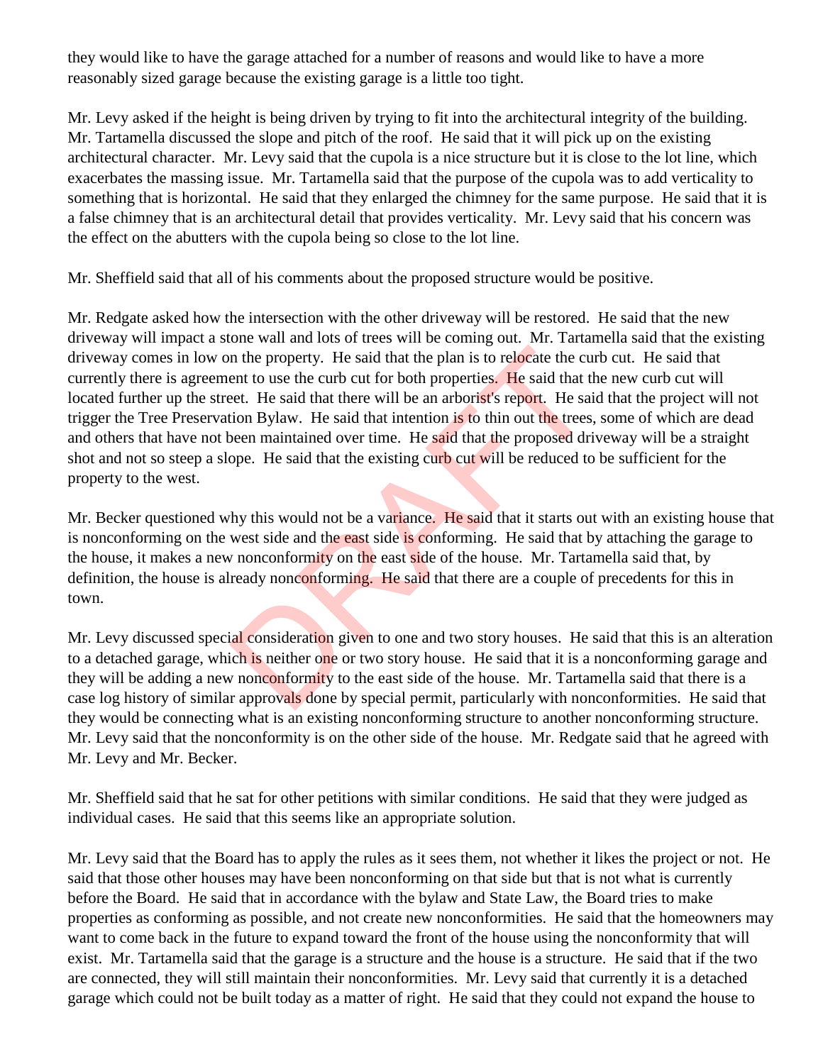they would like to have the garage attached for a number of reasons and would like to have a more reasonably sized garage because the existing garage is a little too tight.

Mr. Levy asked if the height is being driven by trying to fit into the architectural integrity of the building. Mr. Tartamella discussed the slope and pitch of the roof. He said that it will pick up on the existing architectural character. Mr. Levy said that the cupola is a nice structure but it is close to the lot line, which exacerbates the massing issue. Mr. Tartamella said that the purpose of the cupola was to add verticality to something that is horizontal. He said that they enlarged the chimney for the same purpose. He said that it is a false chimney that is an architectural detail that provides verticality. Mr. Levy said that his concern was the effect on the abutters with the cupola being so close to the lot line.

Mr. Sheffield said that all of his comments about the proposed structure would be positive.

Mr. Redgate asked how the intersection with the other driveway will be restored. He said that the new driveway will impact a stone wall and lots of trees will be coming out. Mr. Tartamella said that the existing driveway comes in low on the property. He said that the plan is to relocate the curb cut. He said that currently there is agreement to use the curb cut for both properties. He said that the new curb cut will located further up the street. He said that there will be an arborist's report. He said that the project will not trigger the Tree Preservation Bylaw. He said that intention is to thin out the trees, some of which are dead and others that have not been maintained over time. He said that the proposed driveway will be a straight shot and not so steep a slope. He said that the existing curb cut will be reduced to be sufficient for the property to the west.

Mr. Becker questioned why this would not be a variance. He said that it starts out with an existing house that is nonconforming on the west side and the east side is conforming. He said that by attaching the garage to the house, it makes a new nonconformity on the east side of the house. Mr. Tartamella said that, by definition, the house is already nonconforming. He said that there are a couple of precedents for this in town.

Mr. Levy discussed special consideration given to one and two story houses. He said that this is an alteration to a detached garage, which is neither one or two story house. He said that it is a nonconforming garage and they will be adding a new nonconformity to the east side of the house. Mr. Tartamella said that there is a case log history of similar approvals done by special permit, particularly with nonconformities. He said that they would be connecting what is an existing nonconforming structure to another nonconforming structure. Mr. Levy said that the nonconformity is on the other side of the house. Mr. Redgate said that he agreed with Mr. Levy and Mr. Becker.

Mr. Sheffield said that he sat for other petitions with similar conditions. He said that they were judged as individual cases. He said that this seems like an appropriate solution.

Mr. Levy said that the Board has to apply the rules as it sees them, not whether it likes the project or not. He said that those other houses may have been nonconforming on that side but that is not what is currently before the Board. He said that in accordance with the bylaw and State Law, the Board tries to make properties as conforming as possible, and not create new nonconformities. He said that the homeowners may want to come back in the future to expand toward the front of the house using the nonconformity that will exist. Mr. Tartamella said that the garage is a structure and the house is a structure. He said that if the two are connected, they will still maintain their nonconformities. Mr. Levy said that currently it is a detached garage which could not be built today as a matter of right. He said that they could not expand the house to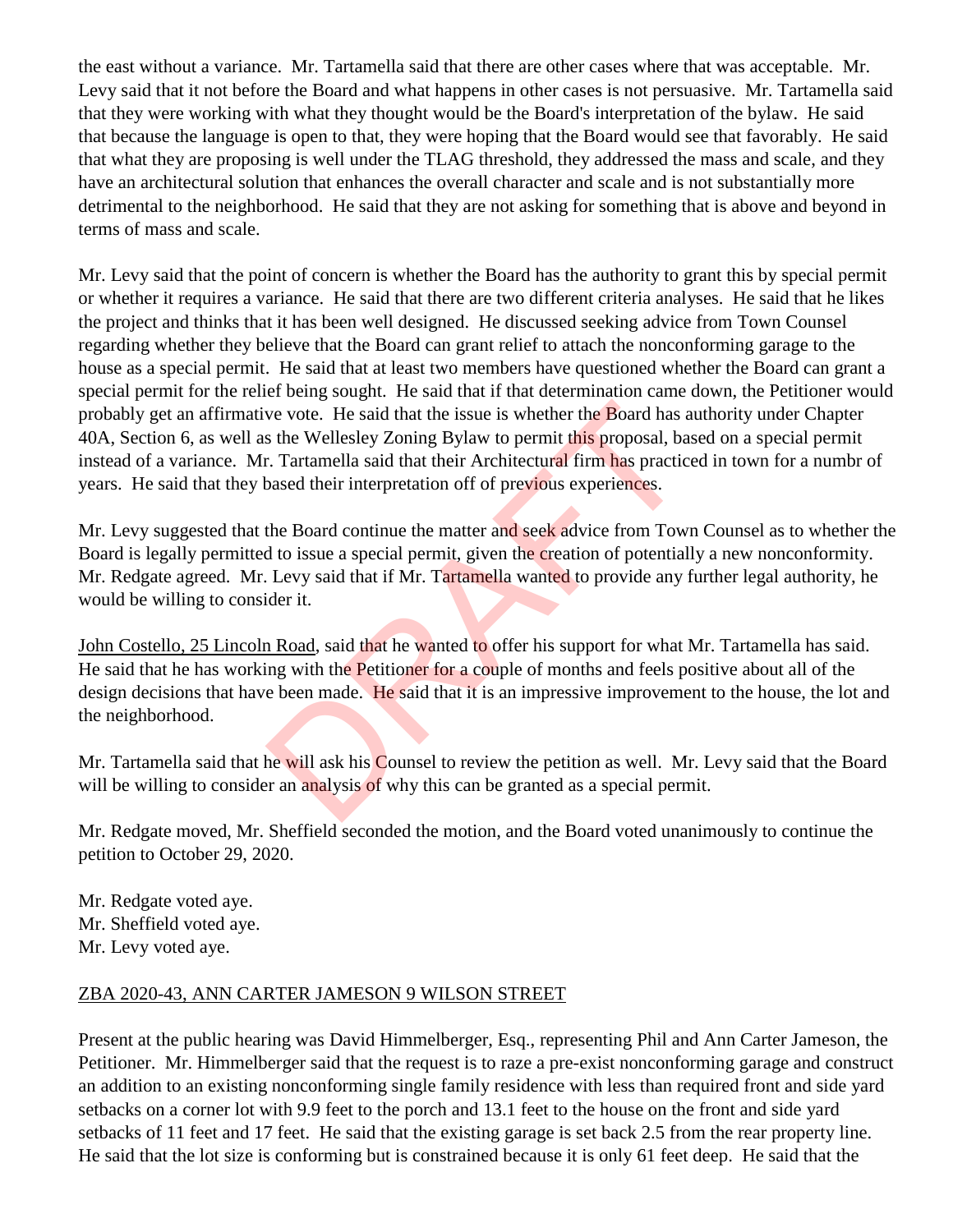the east without a variance. Mr. Tartamella said that there are other cases where that was acceptable. Mr. Levy said that it not before the Board and what happens in other cases is not persuasive. Mr. Tartamella said that they were working with what they thought would be the Board's interpretation of the bylaw. He said that because the language is open to that, they were hoping that the Board would see that favorably. He said that what they are proposing is well under the TLAG threshold, they addressed the mass and scale, and they have an architectural solution that enhances the overall character and scale and is not substantially more detrimental to the neighborhood. He said that they are not asking for something that is above and beyond in terms of mass and scale.

Mr. Levy said that the point of concern is whether the Board has the authority to grant this by special permit or whether it requires a variance. He said that there are two different criteria analyses. He said that he likes the project and thinks that it has been well designed. He discussed seeking advice from Town Counsel regarding whether they believe that the Board can grant relief to attach the nonconforming garage to the house as a special permit. He said that at least two members have questioned whether the Board can grant a special permit for the relief being sought. He said that if that determination came down, the Petitioner would probably get an affirmative vote. He said that the issue is whether the Board has authority under Chapter 40A, Section 6, as well as the Wellesley Zoning Bylaw to permit this proposal, based on a special permit instead of a variance. Mr. Tartamella said that their Architectural firm has practiced in town for a numbr of years. He said that they based their interpretation off of previous experiences.

Mr. Levy suggested that the Board continue the matter and seek advice from Town Counsel as to whether the Board is legally permitted to issue a special permit, given the creation of potentially a new nonconformity. Mr. Redgate agreed. Mr. Levy said that if Mr. Tartamella wanted to provide any further legal authority, he would be willing to consider it.

<u>John Costello, 25 Lincoln Road</u>, said that he wanted to offer his support for what Mr. Tartamella has said. He said that he has working with the Petitioner for a couple of months and feels positive about all of the design decisions that have been made. He said that it is an impressive improvement to the house, the lot and the neighborhood.

Mr. Tartamella said that he will ask his Counsel to review the petition as well. Mr. Levy said that the Board will be willing to consider an analysis of why this can be granted as a special permit.

Mr. Redgate moved, Mr. Sheffield seconded the motion, and the Board voted unanimously to continue the petition to October 29, 2020.

Mr. Redgate voted aye.
Mr. Sheffield voted aye.
Mr. Levy voted aye.

<u>ZBA 2020-43, ANN CARTER JAMESON 9 WILSON STREET</u>

Present at the public hearing was David Himmelberger, Esq., representing Phil and Ann Carter Jameson, the Petitioner. Mr. Himmelberger said that the request is to raze a pre-exist nonconforming garage and construct an addition to an existing nonconforming single family residence with less than required front and side yard setbacks on a corner lot with 9.9 feet to the porch and 13.1 feet to the house on the front and side yard setbacks of 11 feet and 17 feet. He said that the existing garage is set back 2.5 from the rear property line. He said that the lot size is conforming but is constrained because it is only 61 feet deep. He said that the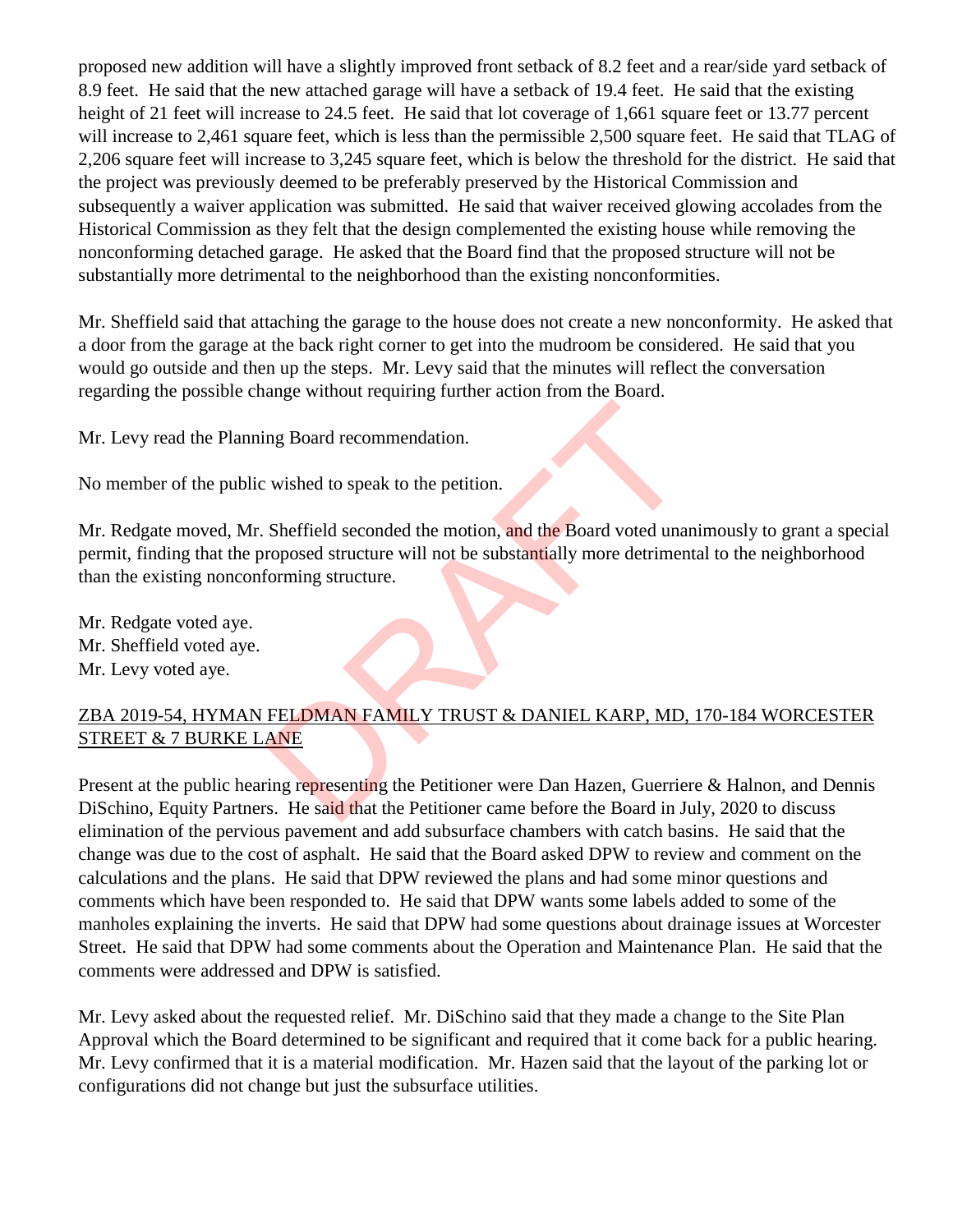proposed new addition will have a slightly improved front setback of 8.2 feet and a rear/side yard setback of 8.9 feet. He said that the new attached garage will have a setback of 19.4 feet. He said that the existing height of 21 feet will increase to 24.5 feet. He said that lot coverage of 1,661 square feet or 13.77 percent will increase to 2,461 square feet, which is less than the permissible 2,500 square feet. He said that TLAG of 2,206 square feet will increase to 3,245 square feet, which is below the threshold for the district. He said that the project was previously deemed to be preferably preserved by the Historical Commission and subsequently a waiver application was submitted. He said that waiver received glowing accolades from the Historical Commission as they felt that the design complemented the existing house while removing the nonconforming detached garage. He asked that the Board find that the proposed structure will not be substantially more detrimental to the neighborhood than the existing nonconformities.

Mr. Sheffield said that attaching the garage to the house does not create a new nonconformity. He asked that a door from the garage at the back right corner to get into the mudroom be considered. He said that you would go outside and then up the steps. Mr. Levy said that the minutes will reflect the conversation regarding the possible change without requiring further action from the Board.

Mr. Levy read the Planning Board recommendation.

No member of the public wished to speak to the petition.

Mr. Redgate moved, Mr. Sheffield seconded the motion, and the Board voted unanimously to grant a special permit, finding that the proposed structure will not be substantially more detrimental to the neighborhood than the existing nonconforming structure.

Mr. Redgate voted aye.
Mr. Sheffield voted aye.
Mr. Levy voted aye.

ZBA 2019-54, HYMAN FELDMAN FAMILY TRUST & DANIEL KARP, MD, 170-184 WORCESTER STREET & 7 BURKE LANE

Present at the public hearing representing the Petitioner were Dan Hazen, Guerriere & Halnon, and Dennis DiSchino, Equity Partners. He said that the Petitioner came before the Board in July, 2020 to discuss elimination of the pervious pavement and add subsurface chambers with catch basins. He said that the change was due to the cost of asphalt. He said that the Board asked DPW to review and comment on the calculations and the plans. He said that DPW reviewed the plans and had some minor questions and comments which have been responded to. He said that DPW wants some labels added to some of the manholes explaining the inverts. He said that DPW had some questions about drainage issues at Worcester Street. He said that DPW had some comments about the Operation and Maintenance Plan. He said that the comments were addressed and DPW is satisfied.

Mr. Levy asked about the requested relief. Mr. DiSchino said that they made a change to the Site Plan Approval which the Board determined to be significant and required that it come back for a public hearing. Mr. Levy confirmed that it is a material modification. Mr. Hazen said that the layout of the parking lot or configurations did not change but just the subsurface utilities.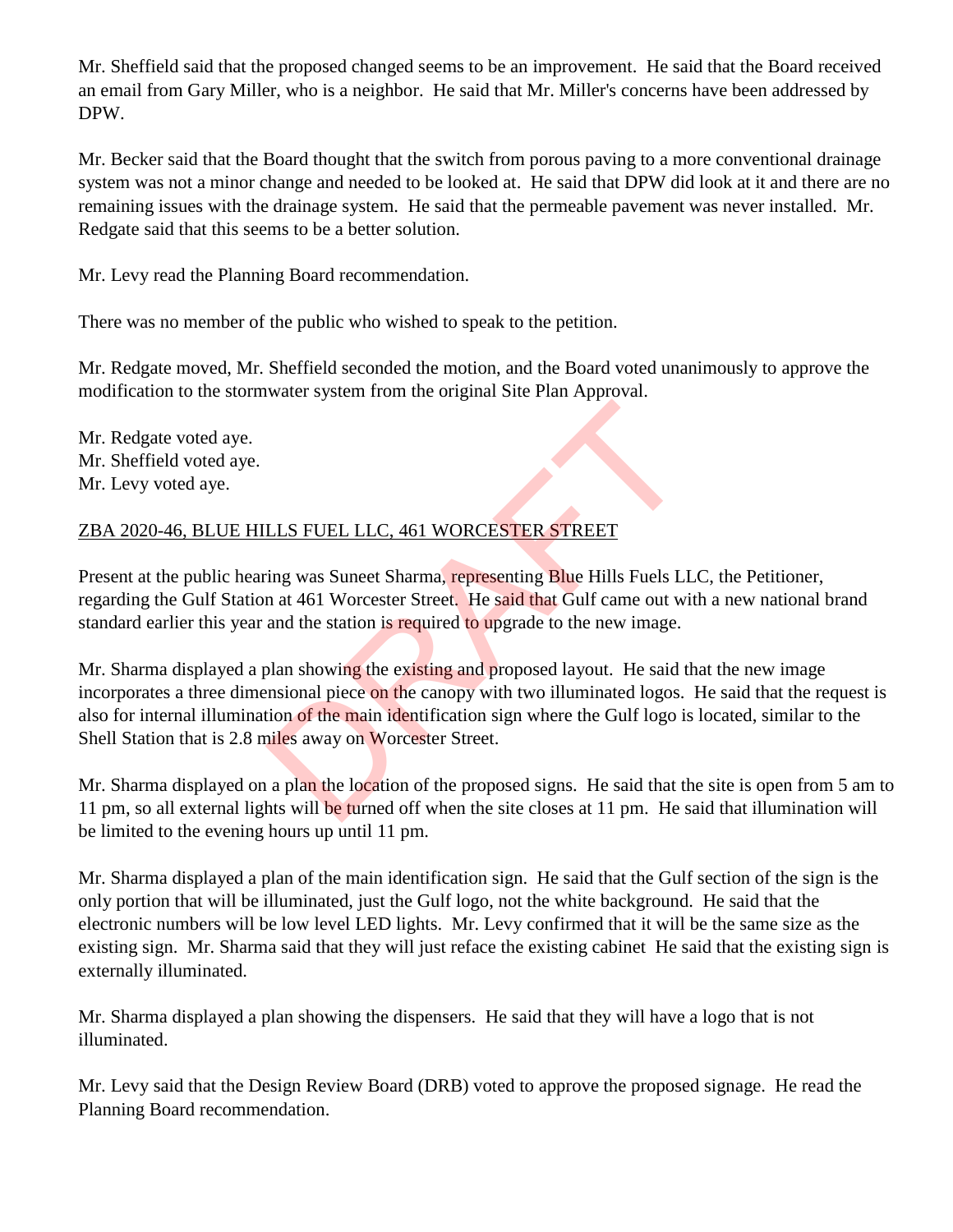Mr. Sheffield said that the proposed changed seems to be an improvement. He said that the Board received an email from Gary Miller, who is a neighbor. He said that Mr. Miller's concerns have been addressed by DPW.

Mr. Becker said that the Board thought that the switch from porous paving to a more conventional drainage system was not a minor change and needed to be looked at. He said that DPW did look at it and there are no remaining issues with the drainage system. He said that the permeable pavement was never installed. Mr. Redgate said that this seems to be a better solution.

Mr. Levy read the Planning Board recommendation.

There was no member of the public who wished to speak to the petition.

Mr. Redgate moved, Mr. Sheffield seconded the motion, and the Board voted unanimously to approve the modification to the stormwater system from the original Site Plan Approval.

Mr. Redgate voted aye.
Mr. Sheffield voted aye.
Mr. Levy voted aye.

ZBA 2020-46, BLUE HILLS FUEL LLC, 461 WORCESTER STREET

Present at the public hearing was Suneet Sharma, representing Blue Hills Fuels LLC, the Petitioner, regarding the Gulf Station at 461 Worcester Street. He said that Gulf came out with a new national brand standard earlier this year and the station is required to upgrade to the new image.

Mr. Sharma displayed a plan showing the existing and proposed layout. He said that the new image incorporates a three dimensional piece on the canopy with two illuminated logos. He said that the request is also for internal illumination of the main identification sign where the Gulf logo is located, similar to the Shell Station that is 2.8 miles away on Worcester Street.

Mr. Sharma displayed on a plan the location of the proposed signs. He said that the site is open from 5 am to 11 pm, so all external lights will be turned off when the site closes at 11 pm. He said that illumination will be limited to the evening hours up until 11 pm.

Mr. Sharma displayed a plan of the main identification sign. He said that the Gulf section of the sign is the only portion that will be illuminated, just the Gulf logo, not the white background. He said that the electronic numbers will be low level LED lights. Mr. Levy confirmed that it will be the same size as the existing sign. Mr. Sharma said that they will just reface the existing cabinet He said that the existing sign is externally illuminated.

Mr. Sharma displayed a plan showing the dispensers. He said that they will have a logo that is not illuminated.

Mr. Levy said that the Design Review Board (DRB) voted to approve the proposed signage. He read the Planning Board recommendation.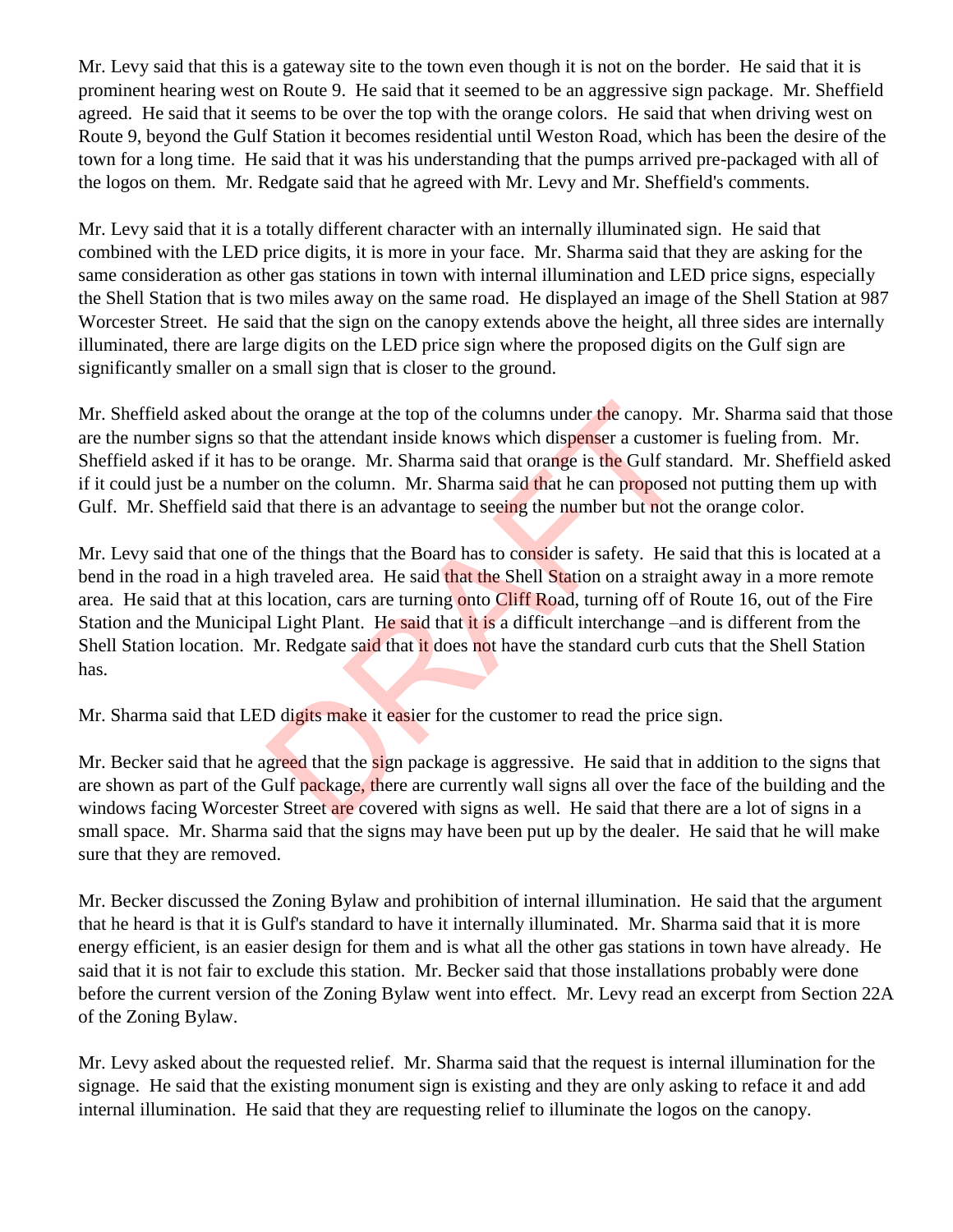Mr. Levy said that this is a gateway site to the town even though it is not on the border. He said that it is prominent hearing west on Route 9. He said that it seemed to be an aggressive sign package. Mr. Sheffield agreed. He said that it seems to be over the top with the orange colors. He said that when driving west on Route 9, beyond the Gulf Station it becomes residential until Weston Road, which has been the desire of the town for a long time. He said that it was his understanding that the pumps arrived pre-packaged with all of the logos on them. Mr. Redgate said that he agreed with Mr. Levy and Mr. Sheffield's comments.

Mr. Levy said that it is a totally different character with an internally illuminated sign. He said that combined with the LED price digits, it is more in your face. Mr. Sharma said that they are asking for the same consideration as other gas stations in town with internal illumination and LED price signs, especially the Shell Station that is two miles away on the same road. He displayed an image of the Shell Station at 987 Worcester Street. He said that the sign on the canopy extends above the height, all three sides are internally illuminated, there are large digits on the LED price sign where the proposed digits on the Gulf sign are significantly smaller on a small sign that is closer to the ground.

Mr. Sheffield asked about the orange at the top of the columns under the canopy. Mr. Sharma said that those are the number signs so that the attendant inside knows which dispenser a customer is fueling from. Mr. Sheffield asked if it has to be orange. Mr. Sharma said that orange is the Gulf standard. Mr. Sheffield asked if it could just be a number on the column. Mr. Sharma said that he can proposed not putting them up with Gulf. Mr. Sheffield said that there is an advantage to seeing the number but not the orange color.

Mr. Levy said that one of the things that the Board has to consider is safety. He said that this is located at a bend in the road in a high traveled area. He said that the Shell Station on a straight away in a more remote area. He said that at this location, cars are turning onto Cliff Road, turning off of Route 16, out of the Fire Station and the Municipal Light Plant. He said that it is a difficult interchange –and is different from the Shell Station location. Mr. Redgate said that it does not have the standard curb cuts that the Shell Station has.

Mr. Sharma said that LED digits make it easier for the customer to read the price sign.

Mr. Becker said that he agreed that the sign package is aggressive. He said that in addition to the signs that are shown as part of the Gulf package, there are currently wall signs all over the face of the building and the windows facing Worcester Street are covered with signs as well. He said that there are a lot of signs in a small space. Mr. Sharma said that the signs may have been put up by the dealer. He said that he will make sure that they are removed.

Mr. Becker discussed the Zoning Bylaw and prohibition of internal illumination. He said that the argument that he heard is that it is Gulf's standard to have it internally illuminated. Mr. Sharma said that it is more energy efficient, is an easier design for them and is what all the other gas stations in town have already. He said that it is not fair to exclude this station. Mr. Becker said that those installations probably were done before the current version of the Zoning Bylaw went into effect. Mr. Levy read an excerpt from Section 22A of the Zoning Bylaw.

Mr. Levy asked about the requested relief. Mr. Sharma said that the request is internal illumination for the signage. He said that the existing monument sign is existing and they are only asking to reface it and add internal illumination. He said that they are requesting relief to illuminate the logos on the canopy.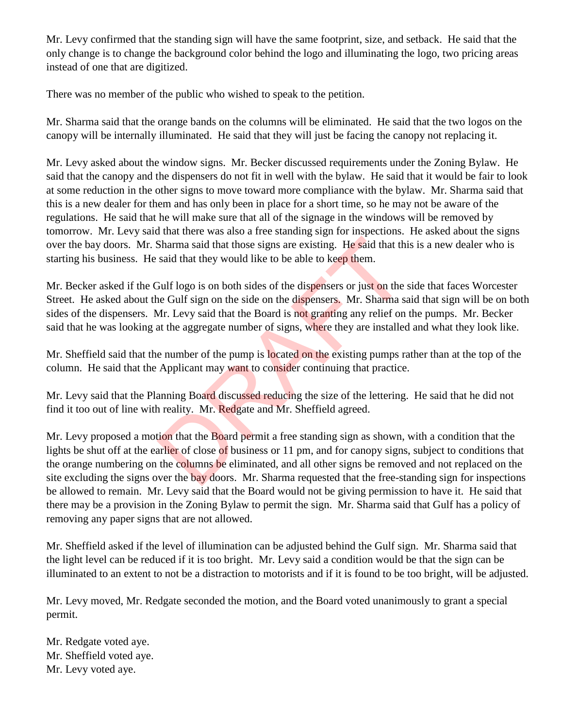Mr. Levy confirmed that the standing sign will have the same footprint, size, and setback. He said that the only change is to change the background color behind the logo and illuminating the logo, two pricing areas instead of one that are digitized.

There was no member of the public who wished to speak to the petition.

Mr. Sharma said that the orange bands on the columns will be eliminated. He said that the two logos on the canopy will be internally illuminated. He said that they will just be facing the canopy not replacing it.

Mr. Levy asked about the window signs. Mr. Becker discussed requirements under the Zoning Bylaw. He said that the canopy and the dispensers do not fit in well with the bylaw. He said that it would be fair to look at some reduction in the other signs to move toward more compliance with the bylaw. Mr. Sharma said that this is a new dealer for them and has only been in place for a short time, so he may not be aware of the regulations. He said that he will make sure that all of the signage in the windows will be removed by tomorrow. Mr. Levy said that there was also a free standing sign for inspections. He asked about the signs over the bay doors. Mr. Sharma said that those signs are existing. He said that this is a new dealer who is starting his business. He said that they would like to be able to keep them.

Mr. Becker asked if the Gulf logo is on both sides of the dispensers or just on the side that faces Worcester Street. He asked about the Gulf sign on the side on the dispensers. Mr. Sharma said that sign will be on both sides of the dispensers. Mr. Levy said that the Board is not granting any relief on the pumps. Mr. Becker said that he was looking at the aggregate number of signs, where they are installed and what they look like.

Mr. Sheffield said that the number of the pump is located on the existing pumps rather than at the top of the column. He said that the Applicant may want to consider continuing that practice.

Mr. Levy said that the Planning Board discussed reducing the size of the lettering. He said that he did not find it too out of line with reality. Mr. Redgate and Mr. Sheffield agreed.

Mr. Levy proposed a motion that the Board permit a free standing sign as shown, with a condition that the lights be shut off at the earlier of close of business or 11 pm, and for canopy signs, subject to conditions that the orange numbering on the columns be eliminated, and all other signs be removed and not replaced on the site excluding the signs over the bay doors. Mr. Sharma requested that the free-standing sign for inspections be allowed to remain. Mr. Levy said that the Board would not be giving permission to have it. He said that there may be a provision in the Zoning Bylaw to permit the sign. Mr. Sharma said that Gulf has a policy of removing any paper signs that are not allowed.

Mr. Sheffield asked if the level of illumination can be adjusted behind the Gulf sign. Mr. Sharma said that the light level can be reduced if it is too bright. Mr. Levy said a condition would be that the sign can be illuminated to an extent to not be a distraction to motorists and if it is found to be too bright, will be adjusted.

Mr. Levy moved, Mr. Redgate seconded the motion, and the Board voted unanimously to grant a special permit.

Mr. Redgate voted aye.  
Mr. Sheffield voted aye.  
Mr. Levy voted aye.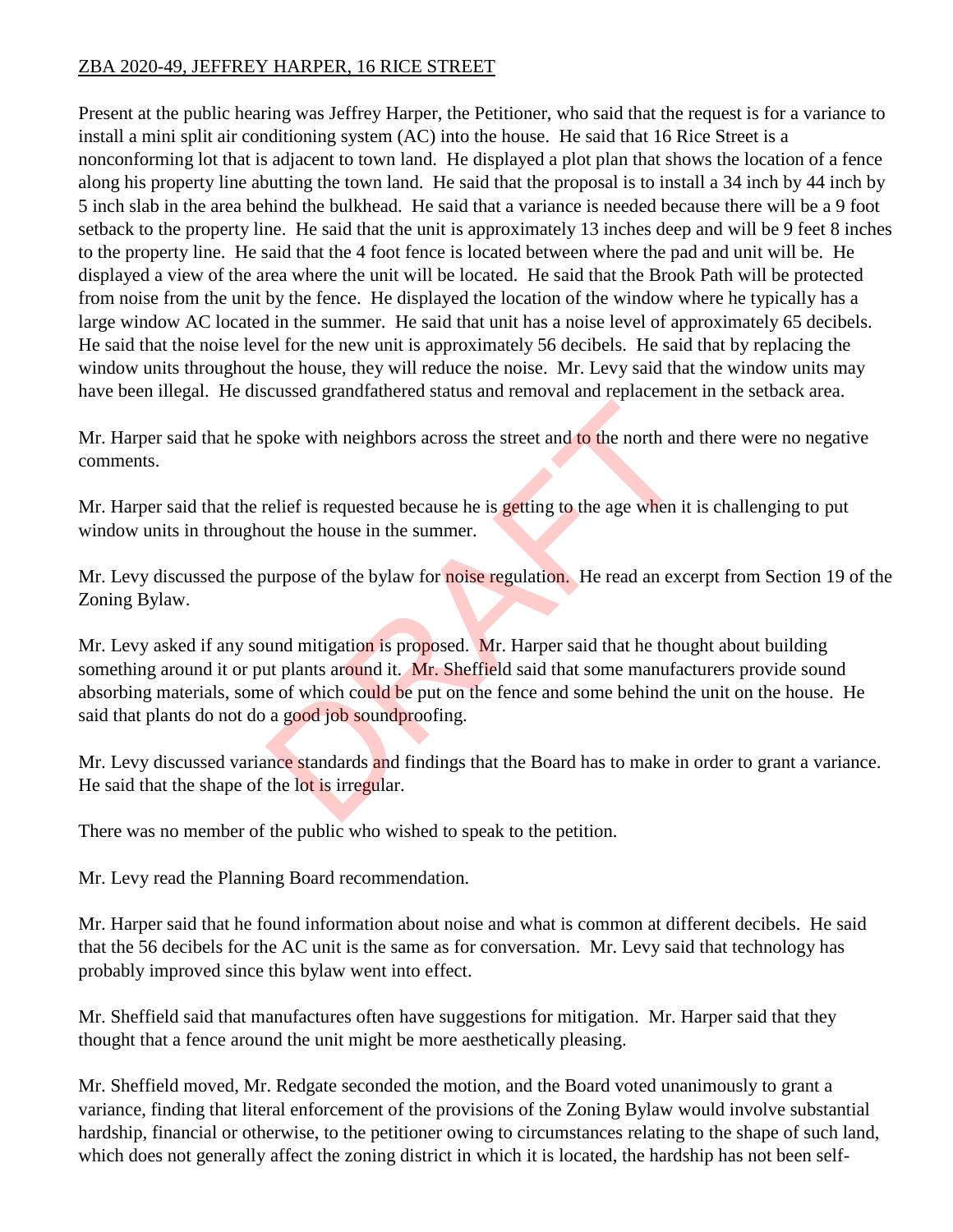ZBA 2020-49, JEFFREY HARPER, 16 RICE STREET

Present at the public hearing was Jeffrey Harper, the Petitioner, who said that the request is for a variance to install a mini split air conditioning system (AC) into the house. He said that 16 Rice Street is a nonconforming lot that is adjacent to town land. He displayed a plot plan that shows the location of a fence along his property line abutting the town land. He said that the proposal is to install a 34 inch by 44 inch by 5 inch slab in the area behind the bulkhead. He said that a variance is needed because there will be a 9 foot setback to the property line. He said that the unit is approximately 13 inches deep and will be 9 feet 8 inches to the property line. He said that the 4 foot fence is located between where the pad and unit will be. He displayed a view of the area where the unit will be located. He said that the Brook Path will be protected from noise from the unit by the fence. He displayed the location of the window where he typically has a large window AC located in the summer. He said that unit has a noise level of approximately 65 decibels. He said that the noise level for the new unit is approximately 56 decibels. He said that by replacing the window units throughout the house, they will reduce the noise. Mr. Levy said that the window units may have been illegal. He discussed grandfathered status and removal and replacement in the setback area.

Mr. Harper said that he spoke with neighbors across the street and to the north and there were no negative comments.

Mr. Harper said that the relief is requested because he is getting to the age when it is challenging to put window units in throughout the house in the summer.

Mr. Levy discussed the purpose of the bylaw for noise regulation. He read an excerpt from Section 19 of the Zoning Bylaw.

Mr. Levy asked if any sound mitigation is proposed. Mr. Harper said that he thought about building something around it or put plants around it. Mr. Sheffield said that some manufacturers provide sound absorbing materials, some of which could be put on the fence and some behind the unit on the house. He said that plants do not do a good job soundproofing.

Mr. Levy discussed variance standards and findings that the Board has to make in order to grant a variance. He said that the shape of the lot is irregular.

There was no member of the public who wished to speak to the petition.

Mr. Levy read the Planning Board recommendation.

Mr. Harper said that he found information about noise and what is common at different decibels. He said that the 56 decibels for the AC unit is the same as for conversation. Mr. Levy said that technology has probably improved since this bylaw went into effect.

Mr. Sheffield said that manufactures often have suggestions for mitigation. Mr. Harper said that they thought that a fence around the unit might be more aesthetically pleasing.

Mr. Sheffield moved, Mr. Redgate seconded the motion, and the Board voted unanimously to grant a variance, finding that literal enforcement of the provisions of the Zoning Bylaw would involve substantial hardship, financial or otherwise, to the petitioner owing to circumstances relating to the shape of such land, which does not generally affect the zoning district in which it is located, the hardship has not been self-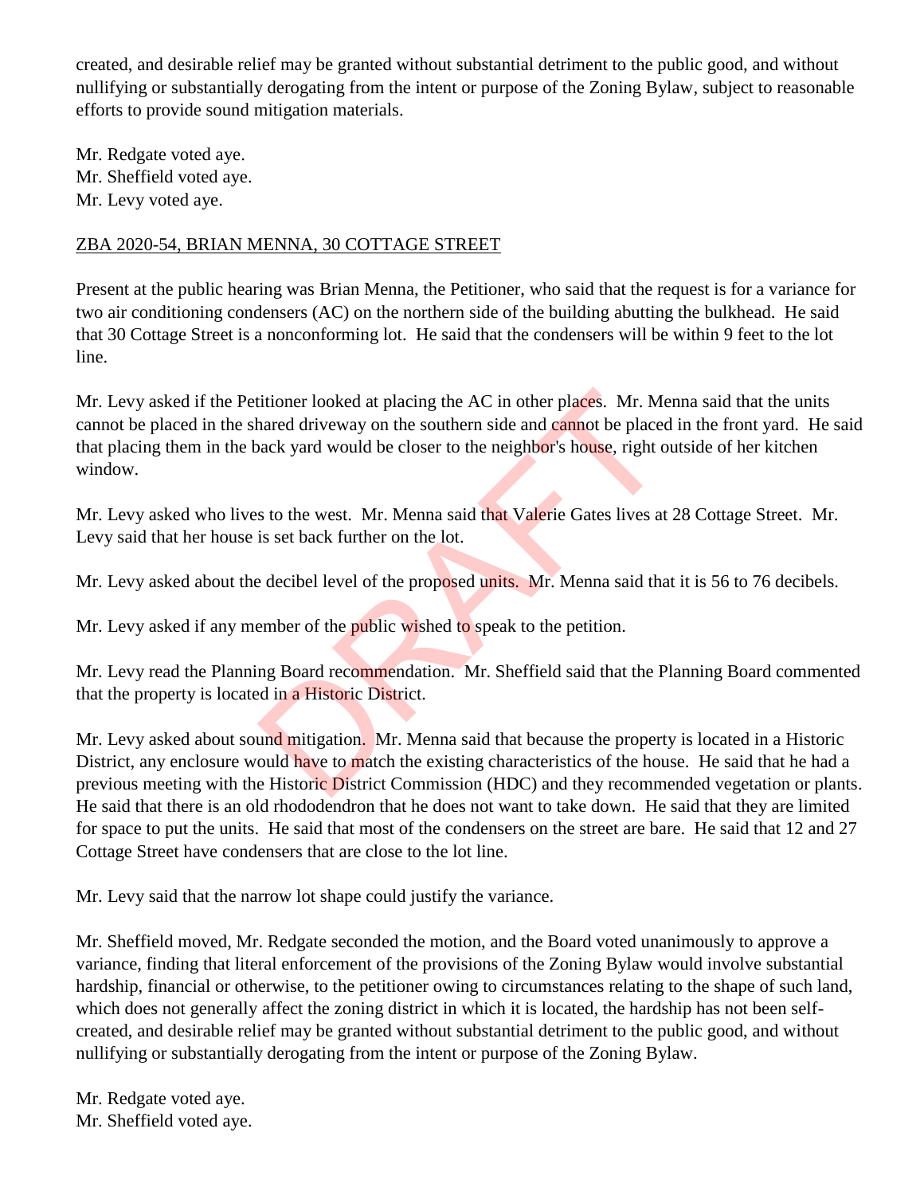created, and desirable relief may be granted without substantial detriment to the public good, and without nullifying or substantially derogating from the intent or purpose of the Zoning Bylaw, subject to reasonable efforts to provide sound mitigation materials.

Mr. Redgate voted aye.
Mr. Sheffield voted aye.
Mr. Levy voted aye.

ZBA 2020-54, BRIAN MENNA, 30 COTTAGE STREET

Present at the public hearing was Brian Menna, the Petitioner, who said that the request is for a variance for two air conditioning condensers (AC) on the northern side of the building abutting the bulkhead. He said that 30 Cottage Street is a nonconforming lot. He said that the condensers will be within 9 feet to the lot line.

Mr. Levy asked if the Petitioner looked at placing the AC in other places. Mr. Menna said that the units cannot be placed in the shared driveway on the southern side and cannot be placed in the front yard. He said that placing them in the back yard would be closer to the neighbor's house, right outside of her kitchen window.

Mr. Levy asked who lives to the west. Mr. Menna said that Valerie Gates lives at 28 Cottage Street. Mr. Levy said that her house is set back further on the lot.

Mr. Levy asked about the decibel level of the proposed units. Mr. Menna said that it is 56 to 76 decibels.

Mr. Levy asked if any member of the public wished to speak to the petition.

Mr. Levy read the Planning Board recommendation. Mr. Sheffield said that the Planning Board commented that the property is located in a Historic District.

Mr. Levy asked about sound mitigation. Mr. Menna said that because the property is located in a Historic District, any enclosure would have to match the existing characteristics of the house. He said that he had a previous meeting with the Historic District Commission (HDC) and they recommended vegetation or plants. He said that there is an old rhododendron that he does not want to take down. He said that they are limited for space to put the units. He said that most of the condensers on the street are bare. He said that 12 and 27 Cottage Street have condensers that are close to the lot line.

Mr. Levy said that the narrow lot shape could justify the variance.

Mr. Sheffield moved, Mr. Redgate seconded the motion, and the Board voted unanimously to approve a variance, finding that literal enforcement of the provisions of the Zoning Bylaw would involve substantial hardship, financial or otherwise, to the petitioner owing to circumstances relating to the shape of such land, which does not generally affect the zoning district in which it is located, the hardship has not been self-created, and desirable relief may be granted without substantial detriment to the public good, and without nullifying or substantially derogating from the intent or purpose of the Zoning Bylaw.

Mr. Redgate voted aye.
Mr. Sheffield voted aye.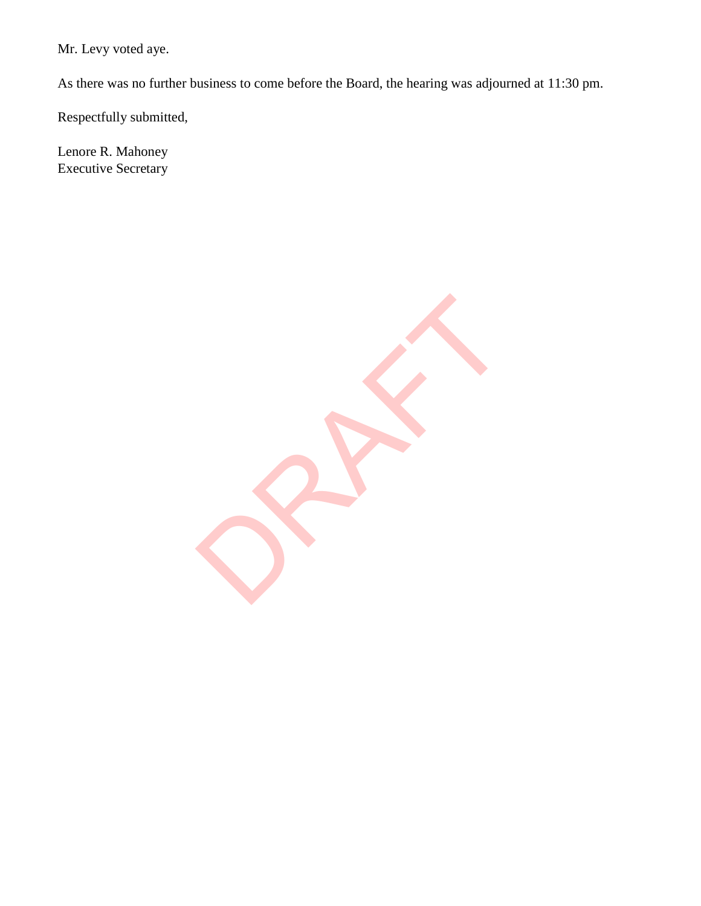Mr. Levy voted aye.

As there was no further business to come before the Board, the hearing was adjourned at 11:30 pm.

Respectfully submitted,

Lenore R. Mahoney
Executive Secretary

DRAFT